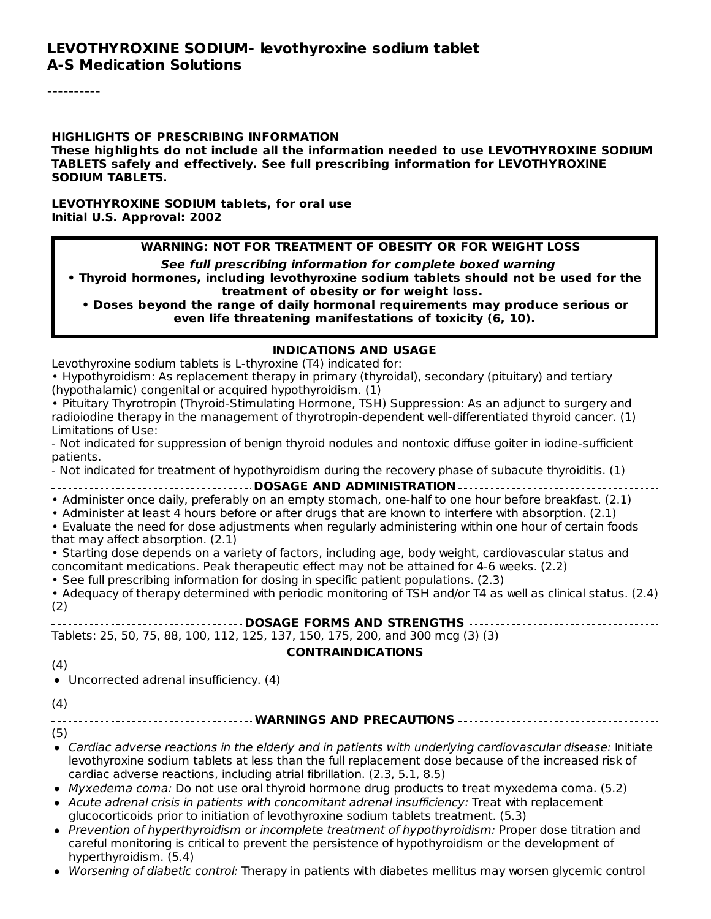# LEVOTHYROXINE SODIUM- levothyroxine sodium tablet
## A-S Medication Solutions

----------

**HIGHLIGHTS OF PRESCRIBING INFORMATION**
**These highlights do not include all the information needed to use LEVOTHYROXINE SODIUM TABLETS safely and effectively. See full prescribing information for LEVOTHYROXINE SODIUM TABLETS.**

**LEVOTHYROXINE SODIUM tablets, for oral use**
**Initial U.S. Approval: 2002**

**WARNING: NOT FOR TREATMENT OF OBESITY OR FOR WEIGHT LOSS**

***See full prescribing information for complete boxed warning***

- **Thyroid hormones, including levothyroxine sodium tablets should not be used for the treatment of obesity or for weight loss.**
- **Doses beyond the range of daily hormonal requirements may produce serious or even life threatening manifestations of toxicity (6, 10).**

**INDICATIONS AND USAGE**

Levothyroxine sodium tablets is L-thyroxine (T4) indicated for:

- Hypothyroidism: As replacement therapy in primary (thyroidal), secondary (pituitary) and tertiary (hypothalamic) congenital or acquired hypothyroidism. (1)
- Pituitary Thyrotropin (Thyroid-Stimulating Hormone, TSH) Suppression: As an adjunct to surgery and radioiodine therapy in the management of thyrotropin-dependent well-differentiated thyroid cancer. (1)

Limitations of Use:

- Not indicated for suppression of benign thyroid nodules and nontoxic diffuse goiter in iodine-sufficient patients.
- Not indicated for treatment of hypothyroidism during the recovery phase of subacute thyroiditis. (1)

**DOSAGE AND ADMINISTRATION**

- Administer once daily, preferably on an empty stomach, one-half to one hour before breakfast. (2.1)
- Administer at least 4 hours before or after drugs that are known to interfere with absorption. (2.1)
- Evaluate the need for dose adjustments when regularly administering within one hour of certain foods that may affect absorption. (2.1)
- Starting dose depends on a variety of factors, including age, body weight, cardiovascular status and concomitant medications. Peak therapeutic effect may not be attained for 4-6 weeks. (2.2)
- See full prescribing information for dosing in specific patient populations. (2.3)
- Adequacy of therapy determined with periodic monitoring of TSH and/or T4 as well as clinical status. (2.4) (2)

**DOSAGE FORMS AND STRENGTHS**

Tablets: 25, 50, 75, 88, 100, 112, 125, 137, 150, 175, 200, and 300 mcg (3) (3)

**CONTRAINDICATIONS**

(4)

- Uncorrected adrenal insufficiency. (4)

(4)

**WARNINGS AND PRECAUTIONS**

(5)

- *Cardiac adverse reactions in the elderly and in patients with underlying cardiovascular disease:* Initiate levothyroxine sodium tablets at less than the full replacement dose because of the increased risk of cardiac adverse reactions, including atrial fibrillation. (2.3, 5.1, 8.5)
- *Myxedema coma:* Do not use oral thyroid hormone drug products to treat myxedema coma. (5.2)
- *Acute adrenal crisis in patients with concomitant adrenal insufficiency:* Treat with replacement glucocorticoids prior to initiation of levothyroxine sodium tablets treatment. (5.3)
- *Prevention of hyperthyroidism or incomplete treatment of hypothyroidism:* Proper dose titration and careful monitoring is critical to prevent the persistence of hypothyroidism or the development of hyperthyroidism. (5.4)
- *Worsening of diabetic control:* Therapy in patients with diabetes mellitus may worsen glycemic control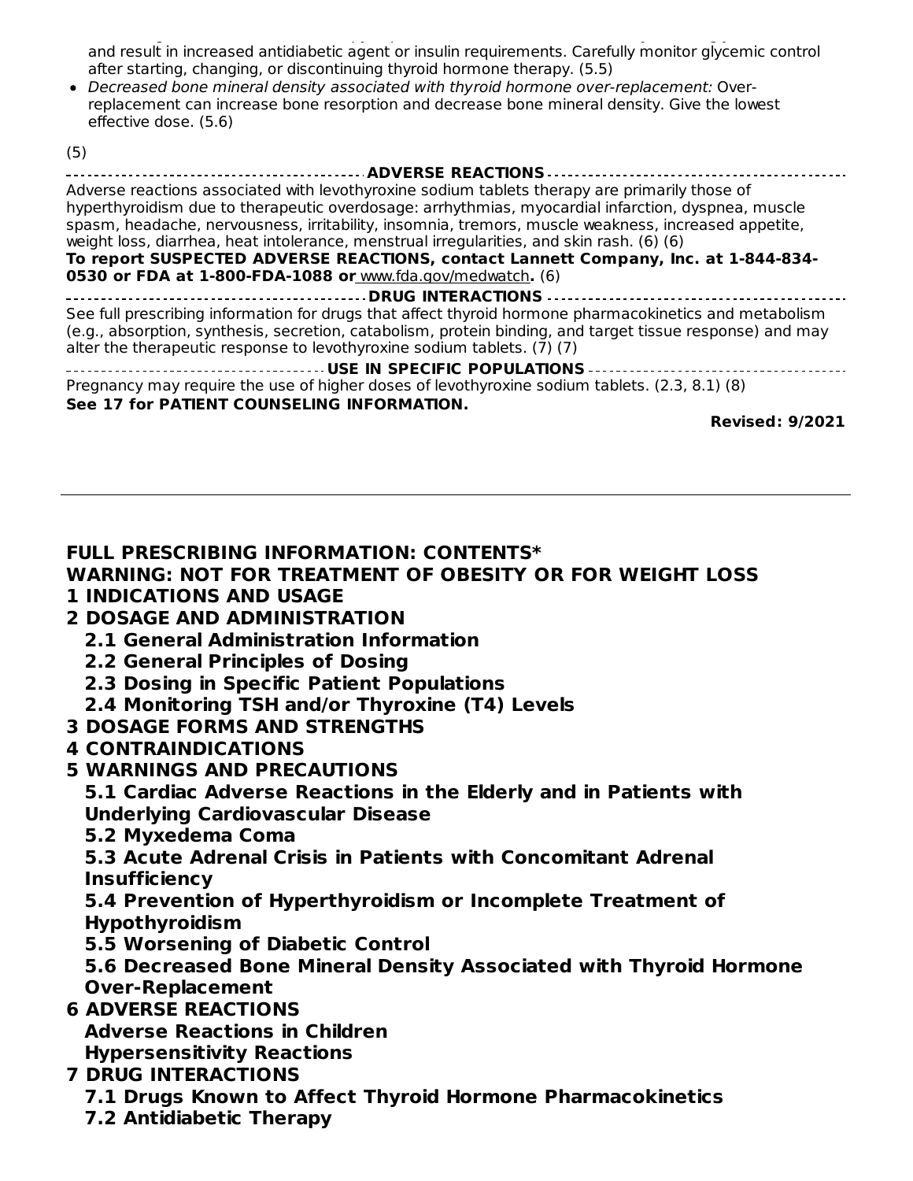and result in increased antidiabetic agent or insulin requirements. Carefully monitor glycemic control after starting, changing, or discontinuing thyroid hormone therapy. (5.5)

- *Decreased bone mineral density associated with thyroid hormone over-replacement:* Over-replacement can increase bone resorption and decrease bone mineral density. Give the lowest effective dose. (5.6)

(5)

**ADVERSE REACTIONS**

Adverse reactions associated with levothyroxine sodium tablets therapy are primarily those of hyperthyroidism due to therapeutic overdosage: arrhythmias, myocardial infarction, dyspnea, muscle spasm, headache, nervousness, irritability, insomnia, tremors, muscle weakness, increased appetite, weight loss, diarrhea, heat intolerance, menstrual irregularities, and skin rash. (6) (6)

**To report SUSPECTED ADVERSE REACTIONS, contact Lannett Company, Inc. at 1-844-834-0530 or FDA at 1-800-FDA-1088 or** www.fda.gov/medwatch**.** (6)

**DRUG INTERACTIONS**

See full prescribing information for drugs that affect thyroid hormone pharmacokinetics and metabolism (e.g., absorption, synthesis, secretion, catabolism, protein binding, and target tissue response) and may alter the therapeutic response to levothyroxine sodium tablets. (7) (7)

**USE IN SPECIFIC POPULATIONS**

Pregnancy may require the use of higher doses of levothyroxine sodium tablets. (2.3, 8.1) (8)

**See 17 for PATIENT COUNSELING INFORMATION.**

**Revised: 9/2021**

---

**FULL PRESCRIBING INFORMATION: CONTENTS***

**WARNING: NOT FOR TREATMENT OF OBESITY OR FOR WEIGHT LOSS**

**1 INDICATIONS AND USAGE**

**2 DOSAGE AND ADMINISTRATION**

- **2.1 General Administration Information**
- **2.2 General Principles of Dosing**
- **2.3 Dosing in Specific Patient Populations**
- **2.4 Monitoring TSH and/or Thyroxine (T4) Levels**

**3 DOSAGE FORMS AND STRENGTHS**

**4 CONTRAINDICATIONS**

**5 WARNINGS AND PRECAUTIONS**

- **5.1 Cardiac Adverse Reactions in the Elderly and in Patients with Underlying Cardiovascular Disease**
- **5.2 Myxedema Coma**
- **5.3 Acute Adrenal Crisis in Patients with Concomitant Adrenal Insufficiency**
- **5.4 Prevention of Hyperthyroidism or Incomplete Treatment of Hypothyroidism**
- **5.5 Worsening of Diabetic Control**
- **5.6 Decreased Bone Mineral Density Associated with Thyroid Hormone Over-Replacement**

**6 ADVERSE REACTIONS**

- **Adverse Reactions in Children**
- **Hypersensitivity Reactions**

**7 DRUG INTERACTIONS**

- **7.1 Drugs Known to Affect Thyroid Hormone Pharmacokinetics**
- **7.2 Antidiabetic Therapy**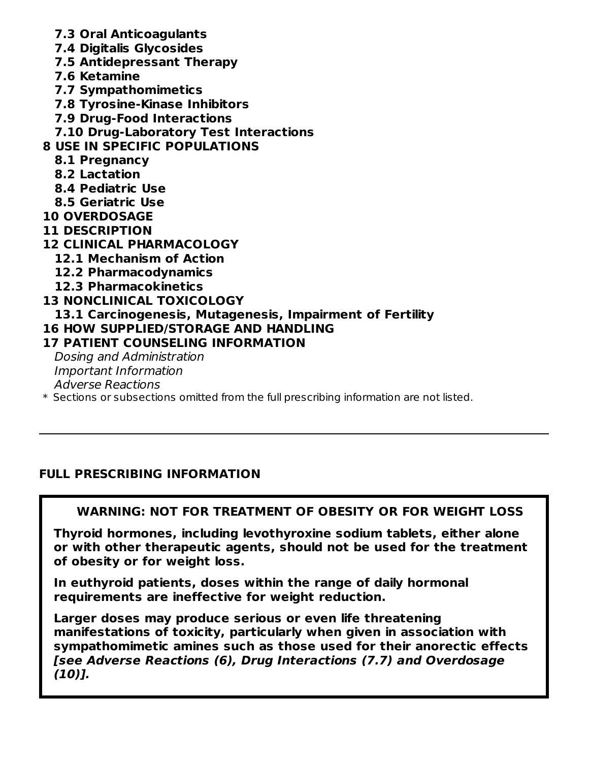**7.3 Oral Anticoagulants**
**7.4 Digitalis Glycosides**
**7.5 Antidepressant Therapy**
**7.6 Ketamine**
**7.7 Sympathomimetics**
**7.8 Tyrosine-Kinase Inhibitors**
**7.9 Drug-Food Interactions**
**7.10 Drug-Laboratory Test Interactions**

**8 USE IN SPECIFIC POPULATIONS**
**8.1 Pregnancy**
**8.2 Lactation**
**8.4 Pediatric Use**
**8.5 Geriatric Use**

**10 OVERDOSAGE**

**11 DESCRIPTION**

**12 CLINICAL PHARMACOLOGY**
**12.1 Mechanism of Action**
**12.2 Pharmacodynamics**
**12.3 Pharmacokinetics**

**13 NONCLINICAL TOXICOLOGY**
**13.1 Carcinogenesis, Mutagenesis, Impairment of Fertility**

**16 HOW SUPPLIED/STORAGE AND HANDLING**

**17 PATIENT COUNSELING INFORMATION**
*Dosing and Administration*
*Important Information*
*Adverse Reactions*

\* Sections or subsections omitted from the full prescribing information are not listed.

---

## FULL PRESCRIBING INFORMATION

### WARNING: NOT FOR TREATMENT OF OBESITY OR FOR WEIGHT LOSS

**Thyroid hormones, including levothyroxine sodium tablets, either alone or with other therapeutic agents, should not be used for the treatment of obesity or for weight loss.**

**In euthyroid patients, doses within the range of daily hormonal requirements are ineffective for weight reduction.**

**Larger doses may produce serious or even life threatening manifestations of toxicity, particularly when given in association with sympathomimetic amines such as those used for their anorectic effects *[see Adverse Reactions (6), Drug Interactions (7.7) and Overdosage (10)].***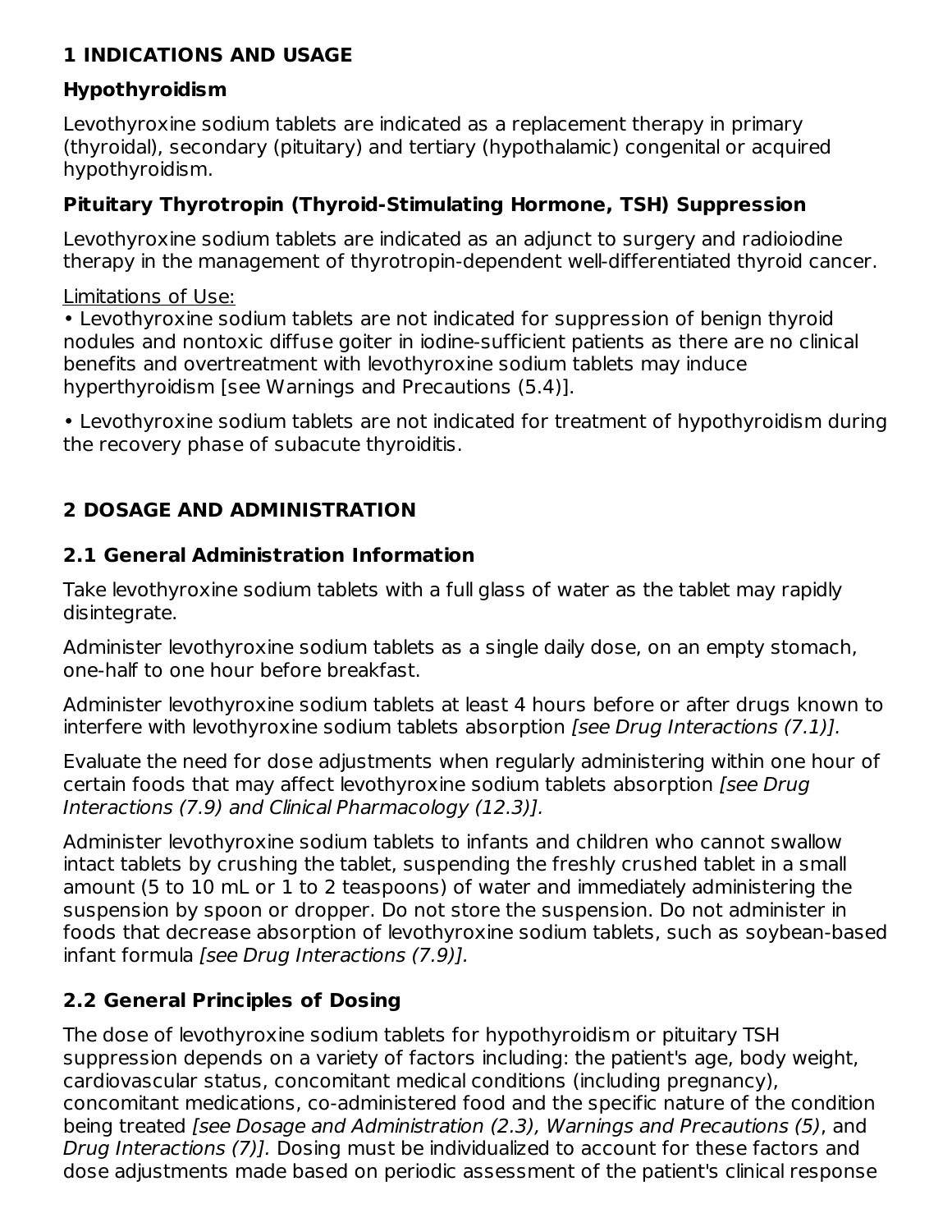## 1 INDICATIONS AND USAGE

### Hypothyroidism

Levothyroxine sodium tablets are indicated as a replacement therapy in primary (thyroidal), secondary (pituitary) and tertiary (hypothalamic) congenital or acquired hypothyroidism.

### Pituitary Thyrotropin (Thyroid-Stimulating Hormone, TSH) Suppression

Levothyroxine sodium tablets are indicated as an adjunct to surgery and radioiodine therapy in the management of thyrotropin-dependent well-differentiated thyroid cancer.

Limitations of Use:

- Levothyroxine sodium tablets are not indicated for suppression of benign thyroid nodules and nontoxic diffuse goiter in iodine-sufficient patients as there are no clinical benefits and overtreatment with levothyroxine sodium tablets may induce hyperthyroidism [see Warnings and Precautions (5.4)].
- Levothyroxine sodium tablets are not indicated for treatment of hypothyroidism during the recovery phase of subacute thyroiditis.

## 2 DOSAGE AND ADMINISTRATION

### 2.1 General Administration Information

Take levothyroxine sodium tablets with a full glass of water as the tablet may rapidly disintegrate.

Administer levothyroxine sodium tablets as a single daily dose, on an empty stomach, one-half to one hour before breakfast.

Administer levothyroxine sodium tablets at least 4 hours before or after drugs known to interfere with levothyroxine sodium tablets absorption *[see Drug Interactions (7.1)].*

Evaluate the need for dose adjustments when regularly administering within one hour of certain foods that may affect levothyroxine sodium tablets absorption *[see Drug Interactions (7.9) and Clinical Pharmacology (12.3)].*

Administer levothyroxine sodium tablets to infants and children who cannot swallow intact tablets by crushing the tablet, suspending the freshly crushed tablet in a small amount (5 to 10 mL or 1 to 2 teaspoons) of water and immediately administering the suspension by spoon or dropper. Do not store the suspension. Do not administer in foods that decrease absorption of levothyroxine sodium tablets, such as soybean-based infant formula *[see Drug Interactions (7.9)].*

### 2.2 General Principles of Dosing

The dose of levothyroxine sodium tablets for hypothyroidism or pituitary TSH suppression depends on a variety of factors including: the patient's age, body weight, cardiovascular status, concomitant medical conditions (including pregnancy), concomitant medications, co-administered food and the specific nature of the condition being treated *[see Dosage and Administration (2.3), Warnings and Precautions (5)*, and *Drug Interactions (7)].* Dosing must be individualized to account for these factors and dose adjustments made based on periodic assessment of the patient's clinical response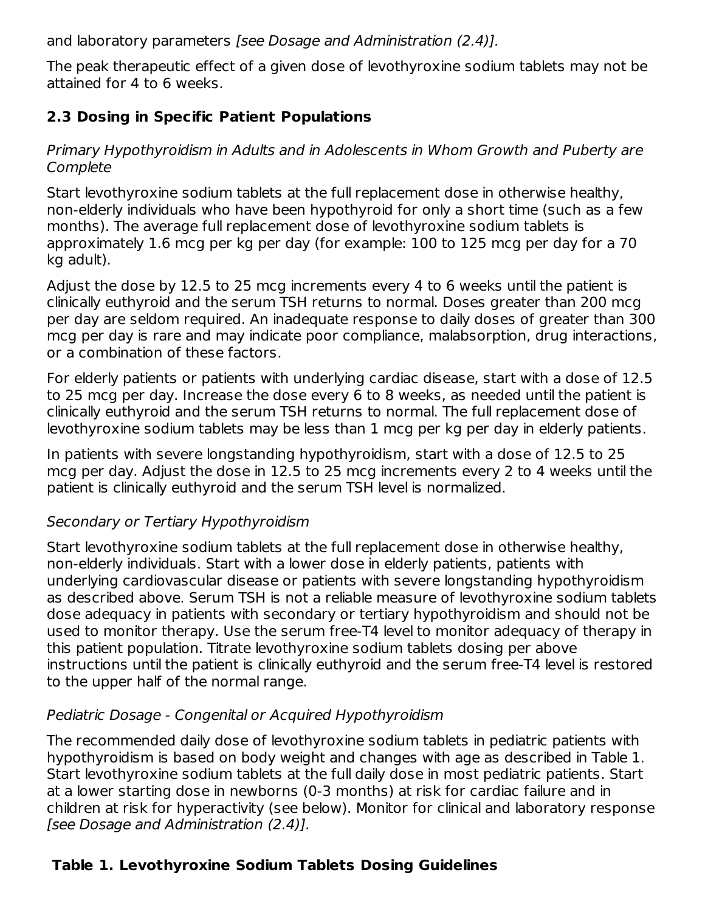and laboratory parameters *[see Dosage and Administration (2.4)].*

The peak therapeutic effect of a given dose of levothyroxine sodium tablets may not be attained for 4 to 6 weeks.

### 2.3 Dosing in Specific Patient Populations

*Primary Hypothyroidism in Adults and in Adolescents in Whom Growth and Puberty are Complete*

Start levothyroxine sodium tablets at the full replacement dose in otherwise healthy, non-elderly individuals who have been hypothyroid for only a short time (such as a few months). The average full replacement dose of levothyroxine sodium tablets is approximately 1.6 mcg per kg per day (for example: 100 to 125 mcg per day for a 70 kg adult).

Adjust the dose by 12.5 to 25 mcg increments every 4 to 6 weeks until the patient is clinically euthyroid and the serum TSH returns to normal. Doses greater than 200 mcg per day are seldom required. An inadequate response to daily doses of greater than 300 mcg per day is rare and may indicate poor compliance, malabsorption, drug interactions, or a combination of these factors.

For elderly patients or patients with underlying cardiac disease, start with a dose of 12.5 to 25 mcg per day. Increase the dose every 6 to 8 weeks, as needed until the patient is clinically euthyroid and the serum TSH returns to normal. The full replacement dose of levothyroxine sodium tablets may be less than 1 mcg per kg per day in elderly patients.

In patients with severe longstanding hypothyroidism, start with a dose of 12.5 to 25 mcg per day. Adjust the dose in 12.5 to 25 mcg increments every 2 to 4 weeks until the patient is clinically euthyroid and the serum TSH level is normalized.

*Secondary or Tertiary Hypothyroidism*

Start levothyroxine sodium tablets at the full replacement dose in otherwise healthy, non-elderly individuals. Start with a lower dose in elderly patients, patients with underlying cardiovascular disease or patients with severe longstanding hypothyroidism as described above. Serum TSH is not a reliable measure of levothyroxine sodium tablets dose adequacy in patients with secondary or tertiary hypothyroidism and should not be used to monitor therapy. Use the serum free-T4 level to monitor adequacy of therapy in this patient population. Titrate levothyroxine sodium tablets dosing per above instructions until the patient is clinically euthyroid and the serum free-T4 level is restored to the upper half of the normal range.

*Pediatric Dosage - Congenital or Acquired Hypothyroidism*

The recommended daily dose of levothyroxine sodium tablets in pediatric patients with hypothyroidism is based on body weight and changes with age as described in Table 1. Start levothyroxine sodium tablets at the full daily dose in most pediatric patients. Start at a lower starting dose in newborns (0-3 months) at risk for cardiac failure and in children at risk for hyperactivity (see below). Monitor for clinical and laboratory response *[see Dosage and Administration (2.4)].*

**Table 1. Levothyroxine Sodium Tablets Dosing Guidelines**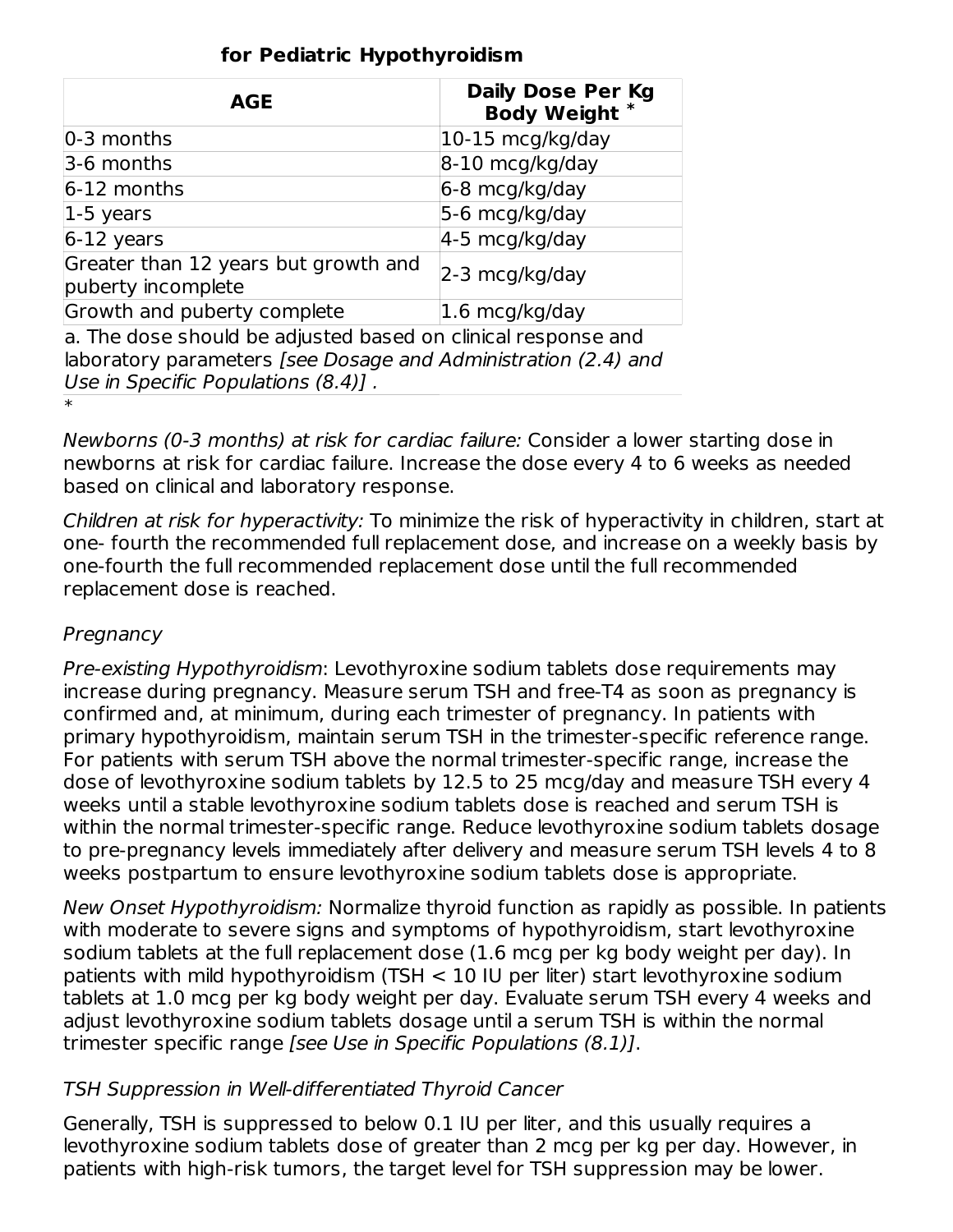**for Pediatric Hypothyroidism**

| AGE | Daily Dose Per Kg Body Weight * |
| --- | --- |
| 0-3 months | 10-15 mcg/kg/day |
| 3-6 months | 8-10 mcg/kg/day |
| 6-12 months | 6-8 mcg/kg/day |
| 1-5 years | 5-6 mcg/kg/day |
| 6-12 years | 4-5 mcg/kg/day |
| Greater than 12 years but growth and puberty incomplete | 2-3 mcg/kg/day |
| Growth and puberty complete | 1.6 mcg/kg/day |

a. The dose should be adjusted based on clinical response and laboratory parameters *[see Dosage and Administration (2.4) and Use in Specific Populations (8.4)]* .

*

*Newborns (0-3 months) at risk for cardiac failure:* Consider a lower starting dose in newborns at risk for cardiac failure. Increase the dose every 4 to 6 weeks as needed based on clinical and laboratory response.

*Children at risk for hyperactivity:* To minimize the risk of hyperactivity in children, start at one- fourth the recommended full replacement dose, and increase on a weekly basis by one-fourth the full recommended replacement dose until the full recommended replacement dose is reached.

*Pregnancy*

*Pre-existing Hypothyroidism*: Levothyroxine sodium tablets dose requirements may increase during pregnancy. Measure serum TSH and free-T4 as soon as pregnancy is confirmed and, at minimum, during each trimester of pregnancy. In patients with primary hypothyroidism, maintain serum TSH in the trimester-specific reference range. For patients with serum TSH above the normal trimester-specific range, increase the dose of levothyroxine sodium tablets by 12.5 to 25 mcg/day and measure TSH every 4 weeks until a stable levothyroxine sodium tablets dose is reached and serum TSH is within the normal trimester-specific range. Reduce levothyroxine sodium tablets dosage to pre-pregnancy levels immediately after delivery and measure serum TSH levels 4 to 8 weeks postpartum to ensure levothyroxine sodium tablets dose is appropriate.

*New Onset Hypothyroidism:* Normalize thyroid function as rapidly as possible. In patients with moderate to severe signs and symptoms of hypothyroidism, start levothyroxine sodium tablets at the full replacement dose (1.6 mcg per kg body weight per day). In patients with mild hypothyroidism (TSH < 10 IU per liter) start levothyroxine sodium tablets at 1.0 mcg per kg body weight per day. Evaluate serum TSH every 4 weeks and adjust levothyroxine sodium tablets dosage until a serum TSH is within the normal trimester specific range *[see Use in Specific Populations (8.1)]*.

*TSH Suppression in Well-differentiated Thyroid Cancer*

Generally, TSH is suppressed to below 0.1 IU per liter, and this usually requires a levothyroxine sodium tablets dose of greater than 2 mcg per kg per day. However, in patients with high-risk tumors, the target level for TSH suppression may be lower.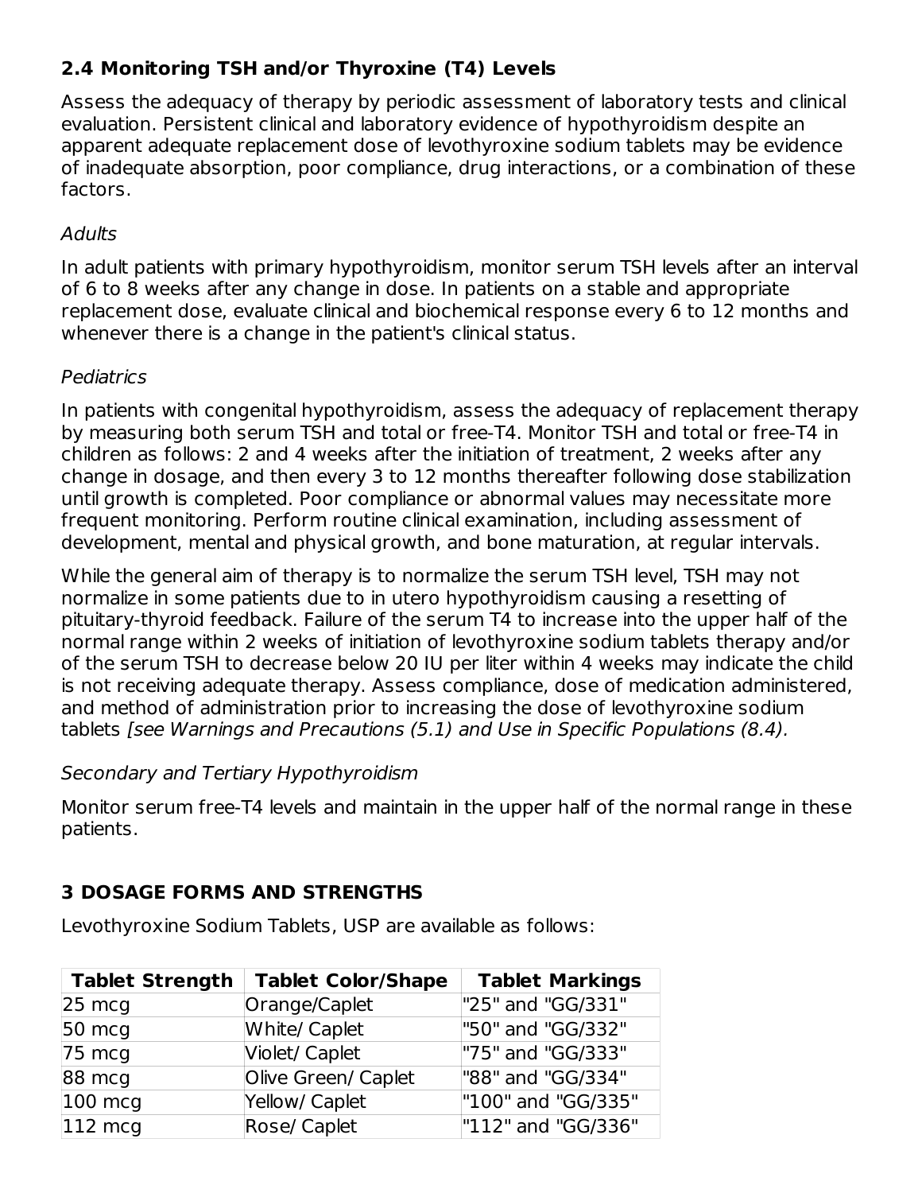### 2.4 Monitoring TSH and/or Thyroxine (T4) Levels

Assess the adequacy of therapy by periodic assessment of laboratory tests and clinical evaluation. Persistent clinical and laboratory evidence of hypothyroidism despite an apparent adequate replacement dose of levothyroxine sodium tablets may be evidence of inadequate absorption, poor compliance, drug interactions, or a combination of these factors.

*Adults*

In adult patients with primary hypothyroidism, monitor serum TSH levels after an interval of 6 to 8 weeks after any change in dose. In patients on a stable and appropriate replacement dose, evaluate clinical and biochemical response every 6 to 12 months and whenever there is a change in the patient's clinical status.

*Pediatrics*

In patients with congenital hypothyroidism, assess the adequacy of replacement therapy by measuring both serum TSH and total or free-T4. Monitor TSH and total or free-T4 in children as follows: 2 and 4 weeks after the initiation of treatment, 2 weeks after any change in dosage, and then every 3 to 12 months thereafter following dose stabilization until growth is completed. Poor compliance or abnormal values may necessitate more frequent monitoring. Perform routine clinical examination, including assessment of development, mental and physical growth, and bone maturation, at regular intervals.

While the general aim of therapy is to normalize the serum TSH level, TSH may not normalize in some patients due to in utero hypothyroidism causing a resetting of pituitary-thyroid feedback. Failure of the serum T4 to increase into the upper half of the normal range within 2 weeks of initiation of levothyroxine sodium tablets therapy and/or of the serum TSH to decrease below 20 IU per liter within 4 weeks may indicate the child is not receiving adequate therapy. Assess compliance, dose of medication administered, and method of administration prior to increasing the dose of levothyroxine sodium tablets *[see Warnings and Precautions (5.1) and Use in Specific Populations (8.4).*

*Secondary and Tertiary Hypothyroidism*

Monitor serum free-T4 levels and maintain in the upper half of the normal range in these patients.

## 3 DOSAGE FORMS AND STRENGTHS

Levothyroxine Sodium Tablets, USP are available as follows:

| Tablet Strength | Tablet Color/Shape | Tablet Markings |
|---|---|---|
| 25 mcg | Orange/Caplet | "25" and "GG/331" |
| 50 mcg | White/ Caplet | "50" and "GG/332" |
| 75 mcg | Violet/ Caplet | "75" and "GG/333" |
| 88 mcg | Olive Green/ Caplet | "88" and "GG/334" |
| 100 mcg | Yellow/ Caplet | "100" and "GG/335" |
| 112 mcg | Rose/ Caplet | "112" and "GG/336" |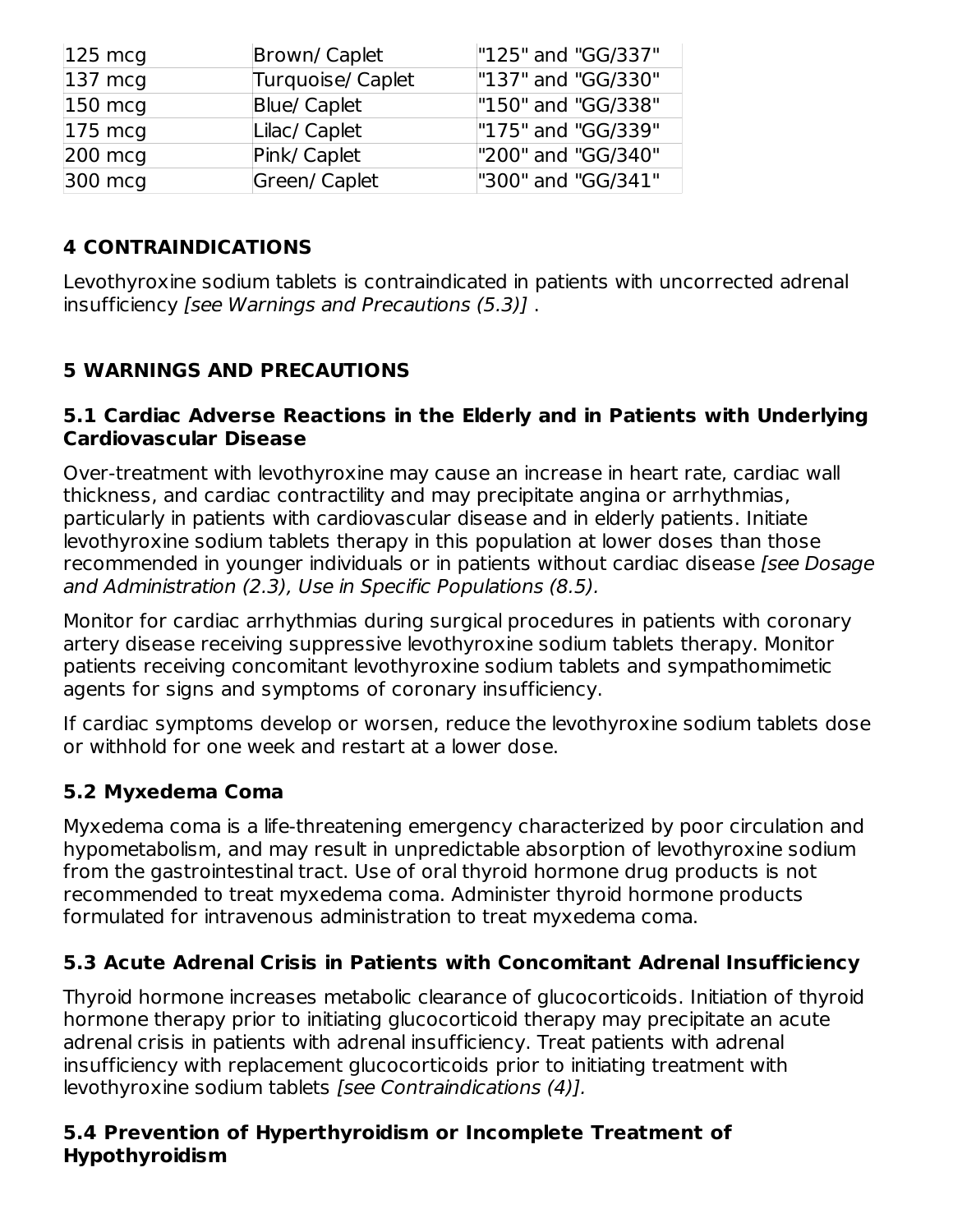| 125 mcg | Brown/ Caplet | "125" and "GG/337" |
|---|---|---|
| 137 mcg | Turquoise/ Caplet | "137" and "GG/330" |
| 150 mcg | Blue/ Caplet | "150" and "GG/338" |
| 175 mcg | Lilac/ Caplet | "175" and "GG/339" |
| 200 mcg | Pink/ Caplet | "200" and "GG/340" |
| 300 mcg | Green/ Caplet | "300" and "GG/341" |

## 4 CONTRAINDICATIONS

Levothyroxine sodium tablets is contraindicated in patients with uncorrected adrenal insufficiency *[see Warnings and Precautions (5.3)]* .

## 5 WARNINGS AND PRECAUTIONS

### 5.1 Cardiac Adverse Reactions in the Elderly and in Patients with Underlying Cardiovascular Disease

Over-treatment with levothyroxine may cause an increase in heart rate, cardiac wall thickness, and cardiac contractility and may precipitate angina or arrhythmias, particularly in patients with cardiovascular disease and in elderly patients. Initiate levothyroxine sodium tablets therapy in this population at lower doses than those recommended in younger individuals or in patients without cardiac disease *[see Dosage and Administration (2.3), Use in Specific Populations (8.5).*

Monitor for cardiac arrhythmias during surgical procedures in patients with coronary artery disease receiving suppressive levothyroxine sodium tablets therapy. Monitor patients receiving concomitant levothyroxine sodium tablets and sympathomimetic agents for signs and symptoms of coronary insufficiency.

If cardiac symptoms develop or worsen, reduce the levothyroxine sodium tablets dose or withhold for one week and restart at a lower dose.

### 5.2 Myxedema Coma

Myxedema coma is a life-threatening emergency characterized by poor circulation and hypometabolism, and may result in unpredictable absorption of levothyroxine sodium from the gastrointestinal tract. Use of oral thyroid hormone drug products is not recommended to treat myxedema coma. Administer thyroid hormone products formulated for intravenous administration to treat myxedema coma.

### 5.3 Acute Adrenal Crisis in Patients with Concomitant Adrenal Insufficiency

Thyroid hormone increases metabolic clearance of glucocorticoids. Initiation of thyroid hormone therapy prior to initiating glucocorticoid therapy may precipitate an acute adrenal crisis in patients with adrenal insufficiency. Treat patients with adrenal insufficiency with replacement glucocorticoids prior to initiating treatment with levothyroxine sodium tablets *[see Contraindications (4)].*

### 5.4 Prevention of Hyperthyroidism or Incomplete Treatment of Hypothyroidism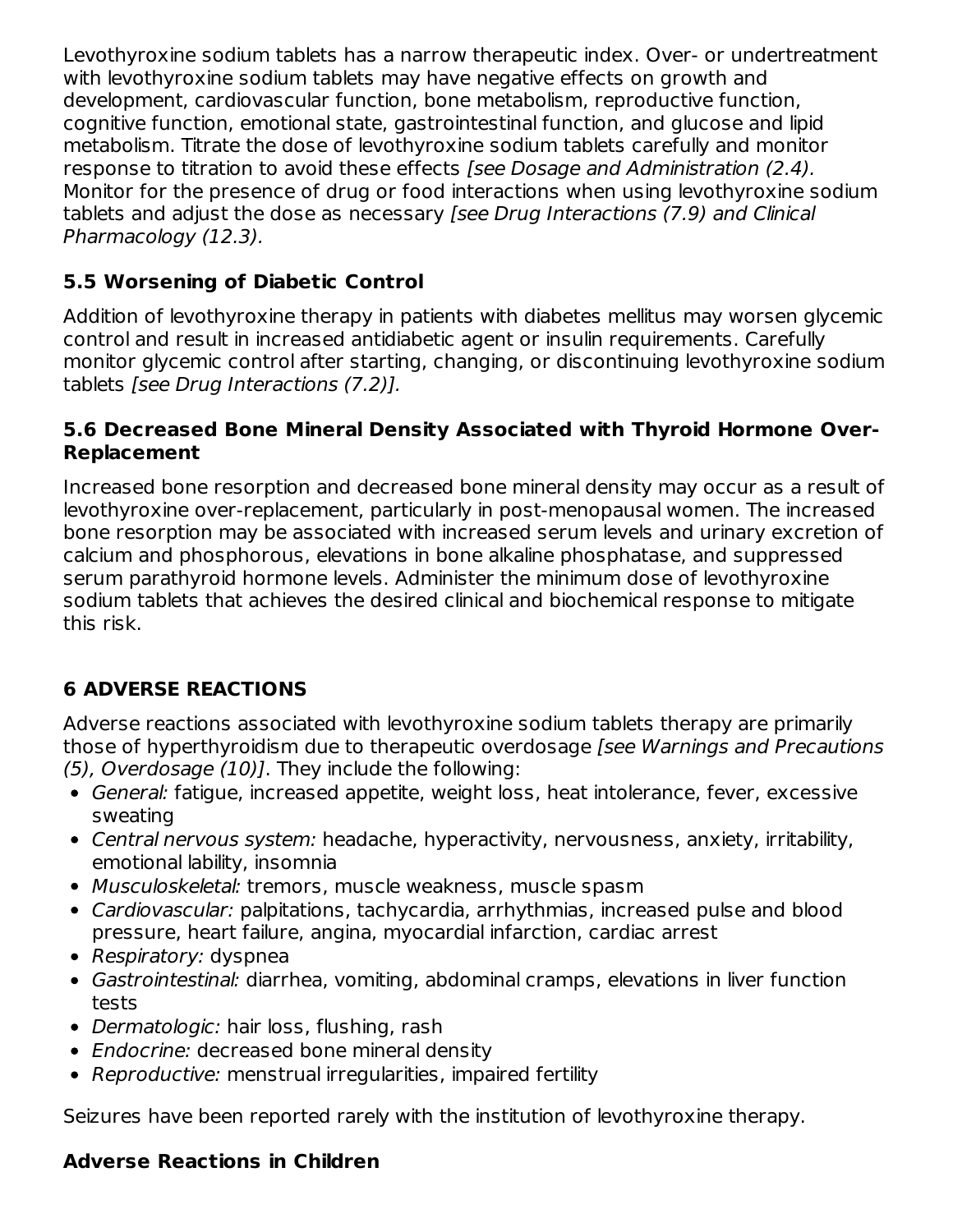Levothyroxine sodium tablets has a narrow therapeutic index. Over- or undertreatment with levothyroxine sodium tablets may have negative effects on growth and development, cardiovascular function, bone metabolism, reproductive function, cognitive function, emotional state, gastrointestinal function, and glucose and lipid metabolism. Titrate the dose of levothyroxine sodium tablets carefully and monitor response to titration to avoid these effects *[see Dosage and Administration (2.4).* Monitor for the presence of drug or food interactions when using levothyroxine sodium tablets and adjust the dose as necessary *[see Drug Interactions (7.9) and Clinical Pharmacology (12.3).*

### 5.5 Worsening of Diabetic Control

Addition of levothyroxine therapy in patients with diabetes mellitus may worsen glycemic control and result in increased antidiabetic agent or insulin requirements. Carefully monitor glycemic control after starting, changing, or discontinuing levothyroxine sodium tablets *[see Drug Interactions (7.2)].*

### 5.6 Decreased Bone Mineral Density Associated with Thyroid Hormone Over-Replacement

Increased bone resorption and decreased bone mineral density may occur as a result of levothyroxine over-replacement, particularly in post-menopausal women. The increased bone resorption may be associated with increased serum levels and urinary excretion of calcium and phosphorous, elevations in bone alkaline phosphatase, and suppressed serum parathyroid hormone levels. Administer the minimum dose of levothyroxine sodium tablets that achieves the desired clinical and biochemical response to mitigate this risk.

## 6 ADVERSE REACTIONS

Adverse reactions associated with levothyroxine sodium tablets therapy are primarily those of hyperthyroidism due to therapeutic overdosage *[see Warnings and Precautions (5), Overdosage (10)]*. They include the following:

- *General:* fatigue, increased appetite, weight loss, heat intolerance, fever, excessive sweating
- *Central nervous system:* headache, hyperactivity, nervousness, anxiety, irritability, emotional lability, insomnia
- *Musculoskeletal:* tremors, muscle weakness, muscle spasm
- *Cardiovascular:* palpitations, tachycardia, arrhythmias, increased pulse and blood pressure, heart failure, angina, myocardial infarction, cardiac arrest
- *Respiratory:* dyspnea
- *Gastrointestinal:* diarrhea, vomiting, abdominal cramps, elevations in liver function tests
- *Dermatologic:* hair loss, flushing, rash
- *Endocrine:* decreased bone mineral density
- *Reproductive:* menstrual irregularities, impaired fertility

Seizures have been reported rarely with the institution of levothyroxine therapy.

### Adverse Reactions in Children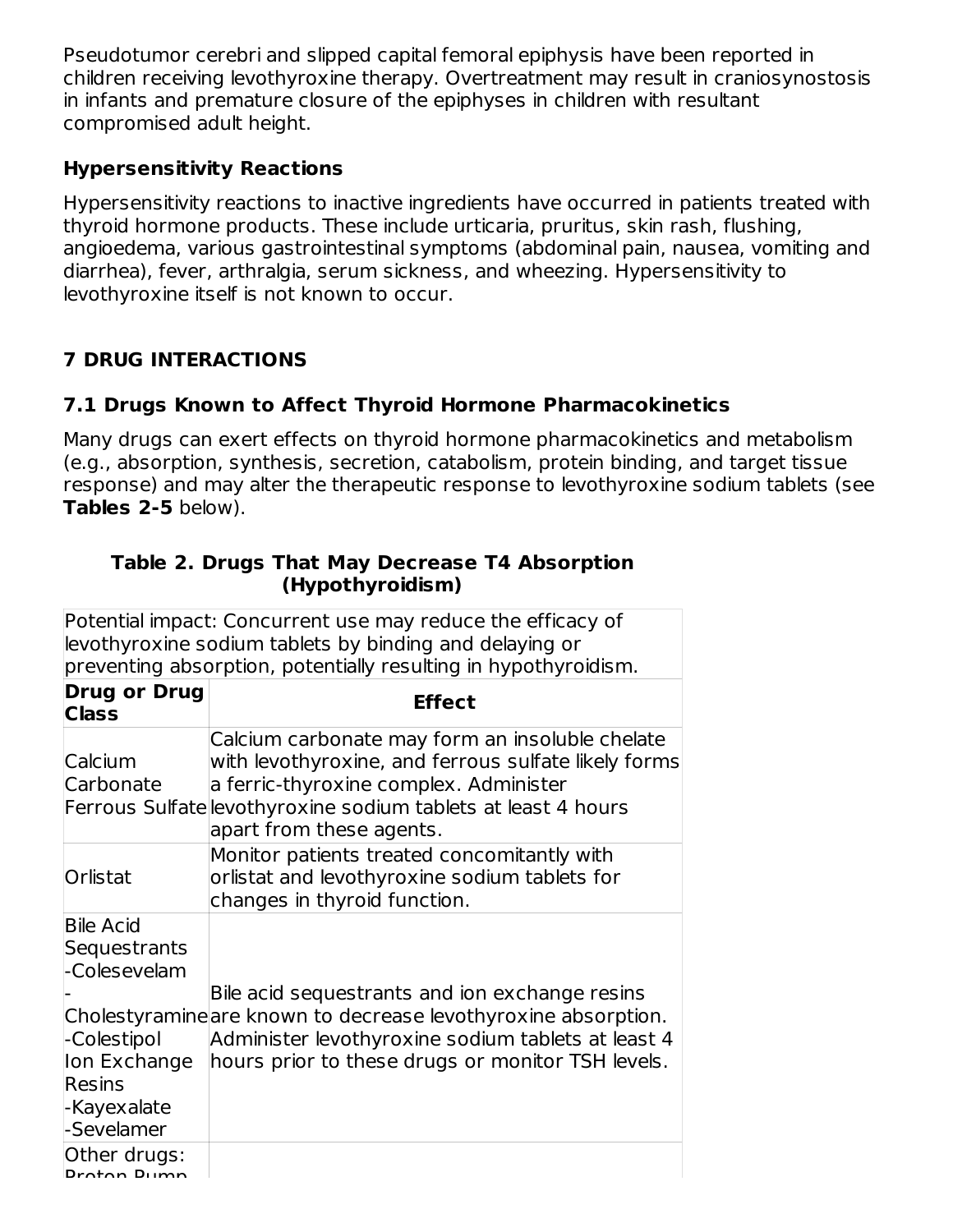Pseudotumor cerebri and slipped capital femoral epiphysis have been reported in children receiving levothyroxine therapy. Overtreatment may result in craniosynostosis in infants and premature closure of the epiphyses in children with resultant compromised adult height.

**Hypersensitivity Reactions**

Hypersensitivity reactions to inactive ingredients have occurred in patients treated with thyroid hormone products. These include urticaria, pruritus, skin rash, flushing, angioedema, various gastrointestinal symptoms (abdominal pain, nausea, vomiting and diarrhea), fever, arthralgia, serum sickness, and wheezing. Hypersensitivity to levothyroxine itself is not known to occur.

## 7 DRUG INTERACTIONS

### 7.1 Drugs Known to Affect Thyroid Hormone Pharmacokinetics

Many drugs can exert effects on thyroid hormone pharmacokinetics and metabolism (e.g., absorption, synthesis, secretion, catabolism, protein binding, and target tissue response) and may alter the therapeutic response to levothyroxine sodium tablets (see **Tables 2-5** below).

**Table 2. Drugs That May Decrease T4 Absorption (Hypothyroidism)**

| Potential impact: Concurrent use may reduce the efficacy of levothyroxine sodium tablets by binding and delaying or preventing absorption, potentially resulting in hypothyroidism. | |
|---|---|
| **Drug or Drug Class** | **Effect** |
| Calcium Carbonate<br>Ferrous Sulfate | Calcium carbonate may form an insoluble chelate with levothyroxine, and ferrous sulfate likely forms a ferric-thyroxine complex. Administer levothyroxine sodium tablets at least 4 hours apart from these agents. |
| Orlistat | Monitor patients treated concomitantly with orlistat and levothyroxine sodium tablets for changes in thyroid function. |
| Bile Acid Sequestrants<br>-Colesevelam<br>-Cholestyramine<br>-Colestipol<br>Ion Exchange Resins<br>-Kayexalate<br>-Sevelamer | Bile acid sequestrants and ion exchange resins are known to decrease levothyroxine absorption. Administer levothyroxine sodium tablets at least 4 hours prior to these drugs or monitor TSH levels. |
| Other drugs:<br>Proton Pump | |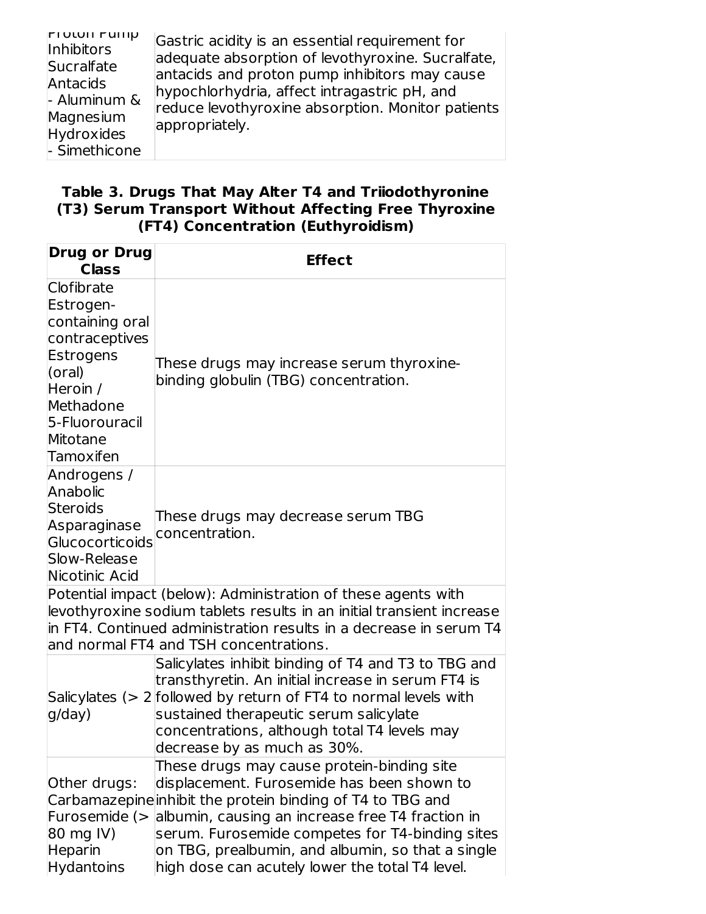| Proton Pump Inhibitors<br>Sucralfate<br>Antacids<br>- Aluminum & Magnesium Hydroxides<br>- Simethicone | Gastric acidity is an essential requirement for adequate absorption of levothyroxine. Sucralfate, antacids and proton pump inhibitors may cause hypochlorhydria, affect intragastric pH, and reduce levothyroxine absorption. Monitor patients appropriately. |
|---|---|

**Table 3. Drugs That May Alter T4 and Triiodothyronine (T3) Serum Transport Without Affecting Free Thyroxine (FT4) Concentration (Euthyroidism)**

| Drug or Drug Class | Effect |
|---|---|
| Clofibrate<br>Estrogen-containing oral contraceptives<br>Estrogens (oral)<br>Heroin / Methadone<br>5-Fluorouracil<br>Mitotane<br>Tamoxifen | These drugs may increase serum thyroxine-binding globulin (TBG) concentration. |
| Androgens / Anabolic Steroids<br>Asparaginase<br>Glucocorticoids<br>Slow-Release Nicotinic Acid | These drugs may decrease serum TBG concentration. |
| Potential impact (below): Administration of these agents with levothyroxine sodium tablets results in an initial transient increase in FT4. Continued administration results in a decrease in serum T4 and normal FT4 and TSH concentrations. | |
| Salicylates (> 2 g/day) | Salicylates inhibit binding of T4 and T3 to TBG and transthyretin. An initial increase in serum FT4 is followed by return of FT4 to normal levels with sustained therapeutic serum salicylate concentrations, although total T4 levels may decrease by as much as 30%. |
| Other drugs:<br>Carbamazepine<br>Furosemide (> 80 mg IV)<br>Heparin<br>Hydantoins | These drugs may cause protein-binding site displacement. Furosemide has been shown to inhibit the protein binding of T4 to TBG and albumin, causing an increase free T4 fraction in serum. Furosemide competes for T4-binding sites on TBG, prealbumin, and albumin, so that a single high dose can acutely lower the total T4 level. |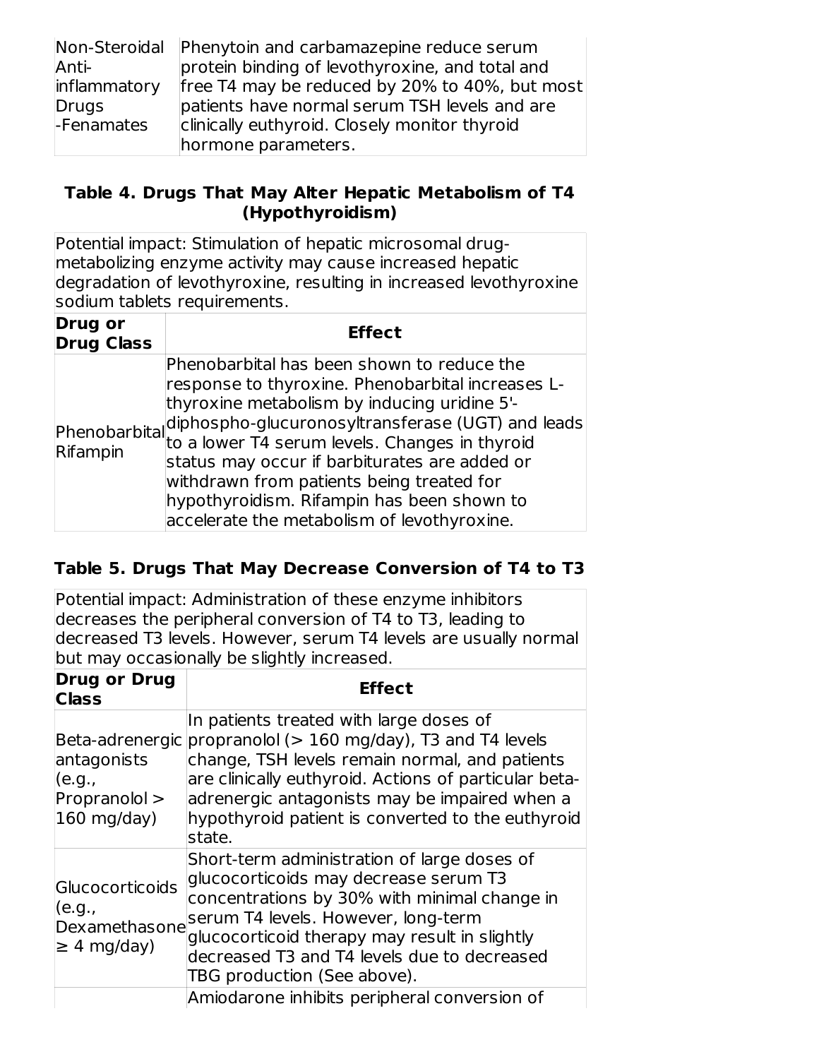| | |
|---|---|
| Non-Steroidal Anti-inflammatory Drugs -Fenamates | Phenytoin and carbamazepine reduce serum protein binding of levothyroxine, and total and free T4 may be reduced by 20% to 40%, but most patients have normal serum TSH levels and are clinically euthyroid. Closely monitor thyroid hormone parameters. |

**Table 4. Drugs That May Alter Hepatic Metabolism of T4 (Hypothyroidism)**

| Potential impact: Stimulation of hepatic microsomal drug-metabolizing enzyme activity may cause increased hepatic degradation of levothyroxine, resulting in increased levothyroxine sodium tablets requirements. | |
|---|---|
| **Drug or Drug Class** | **Effect** |
| Phenobarbital Rifampin | Phenobarbital has been shown to reduce the response to thyroxine. Phenobarbital increases L-thyroxine metabolism by inducing uridine 5'-diphospho-glucuronosyltransferase (UGT) and leads to a lower T4 serum levels. Changes in thyroid status may occur if barbiturates are added or withdrawn from patients being treated for hypothyroidism. Rifampin has been shown to accelerate the metabolism of levothyroxine. |

**Table 5. Drugs That May Decrease Conversion of T4 to T3**

| Potential impact: Administration of these enzyme inhibitors decreases the peripheral conversion of T4 to T3, leading to decreased T3 levels. However, serum T4 levels are usually normal but may occasionally be slightly increased. | |
|---|---|
| **Drug or Drug Class** | **Effect** |
| Beta-adrenergic antagonists (e.g., Propranolol > 160 mg/day) | In patients treated with large doses of propranolol (> 160 mg/day), T3 and T4 levels change, TSH levels remain normal, and patients are clinically euthyroid. Actions of particular beta-adrenergic antagonists may be impaired when a hypothyroid patient is converted to the euthyroid state. |
| Glucocorticoids (e.g., Dexamethasone ≥ 4 mg/day) | Short-term administration of large doses of glucocorticoids may decrease serum T3 concentrations by 30% with minimal change in serum T4 levels. However, long-term glucocorticoid therapy may result in slightly decreased T3 and T4 levels due to decreased TBG production (See above). |
| | Amiodarone inhibits peripheral conversion of |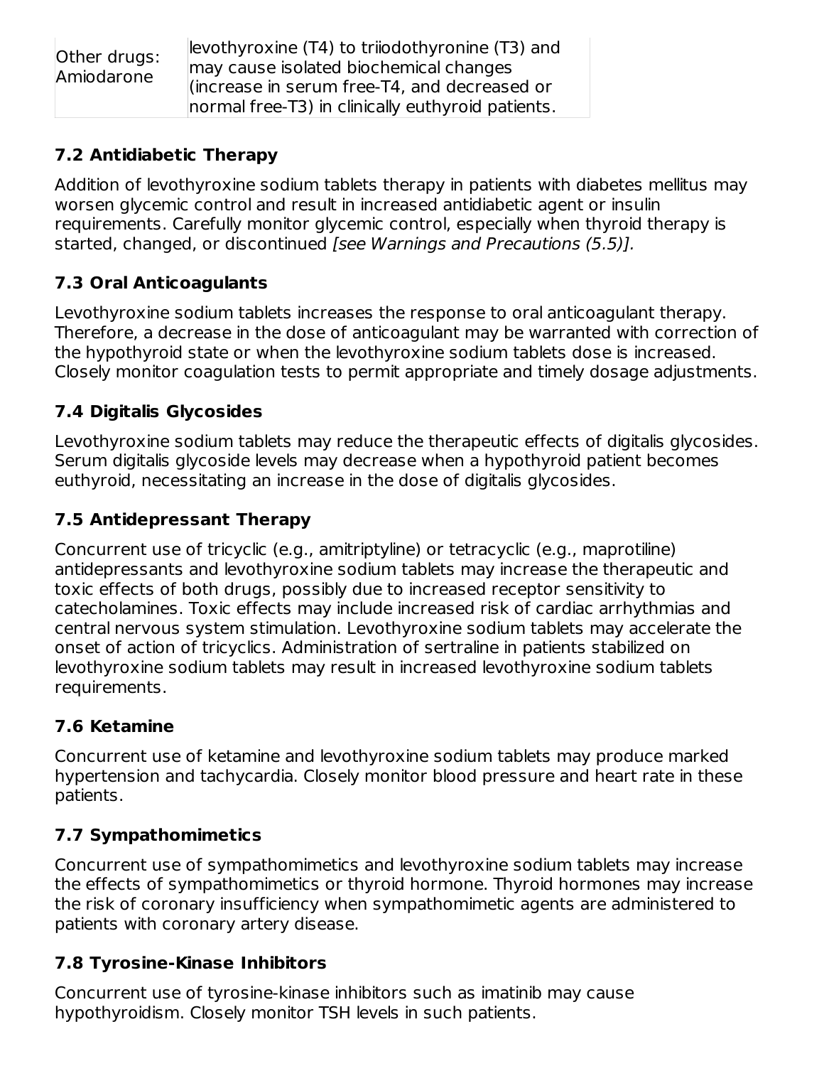| Other drugs: Amiodarone | levothyroxine (T4) to triiodothyronine (T3) and may cause isolated biochemical changes (increase in serum free-T4, and decreased or normal free-T3) in clinically euthyroid patients. |
|---|---|

### 7.2 Antidiabetic Therapy

Addition of levothyroxine sodium tablets therapy in patients with diabetes mellitus may worsen glycemic control and result in increased antidiabetic agent or insulin requirements. Carefully monitor glycemic control, especially when thyroid therapy is started, changed, or discontinued *[see Warnings and Precautions (5.5)].*

### 7.3 Oral Anticoagulants

Levothyroxine sodium tablets increases the response to oral anticoagulant therapy. Therefore, a decrease in the dose of anticoagulant may be warranted with correction of the hypothyroid state or when the levothyroxine sodium tablets dose is increased. Closely monitor coagulation tests to permit appropriate and timely dosage adjustments.

### 7.4 Digitalis Glycosides

Levothyroxine sodium tablets may reduce the therapeutic effects of digitalis glycosides. Serum digitalis glycoside levels may decrease when a hypothyroid patient becomes euthyroid, necessitating an increase in the dose of digitalis glycosides.

### 7.5 Antidepressant Therapy

Concurrent use of tricyclic (e.g., amitriptyline) or tetracyclic (e.g., maprotiline) antidepressants and levothyroxine sodium tablets may increase the therapeutic and toxic effects of both drugs, possibly due to increased receptor sensitivity to catecholamines. Toxic effects may include increased risk of cardiac arrhythmias and central nervous system stimulation. Levothyroxine sodium tablets may accelerate the onset of action of tricyclics. Administration of sertraline in patients stabilized on levothyroxine sodium tablets may result in increased levothyroxine sodium tablets requirements.

### 7.6 Ketamine

Concurrent use of ketamine and levothyroxine sodium tablets may produce marked hypertension and tachycardia. Closely monitor blood pressure and heart rate in these patients.

### 7.7 Sympathomimetics

Concurrent use of sympathomimetics and levothyroxine sodium tablets may increase the effects of sympathomimetics or thyroid hormone. Thyroid hormones may increase the risk of coronary insufficiency when sympathomimetic agents are administered to patients with coronary artery disease.

### 7.8 Tyrosine-Kinase Inhibitors

Concurrent use of tyrosine-kinase inhibitors such as imatinib may cause hypothyroidism. Closely monitor TSH levels in such patients.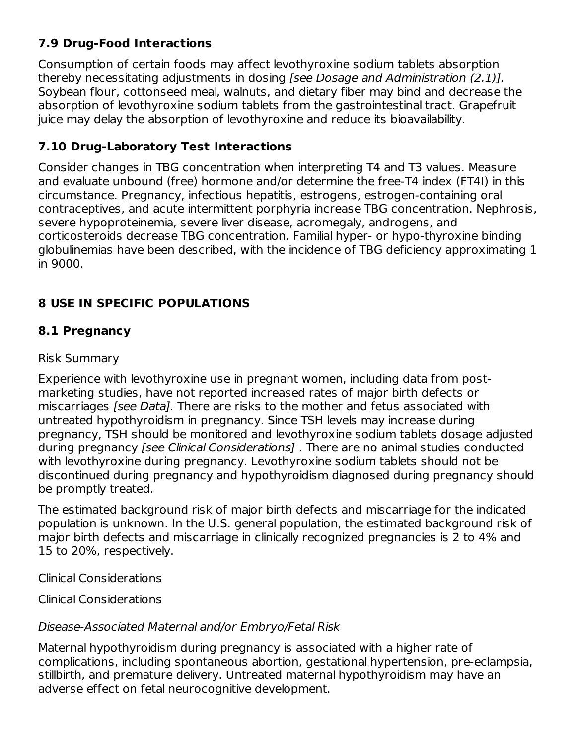### 7.9 Drug-Food Interactions

Consumption of certain foods may affect levothyroxine sodium tablets absorption thereby necessitating adjustments in dosing *[see Dosage and Administration (2.1)].* Soybean flour, cottonseed meal, walnuts, and dietary fiber may bind and decrease the absorption of levothyroxine sodium tablets from the gastrointestinal tract. Grapefruit juice may delay the absorption of levothyroxine and reduce its bioavailability.

### 7.10 Drug-Laboratory Test Interactions

Consider changes in TBG concentration when interpreting T4 and T3 values. Measure and evaluate unbound (free) hormone and/or determine the free-T4 index (FT4I) in this circumstance. Pregnancy, infectious hepatitis, estrogens, estrogen-containing oral contraceptives, and acute intermittent porphyria increase TBG concentration. Nephrosis, severe hypoproteinemia, severe liver disease, acromegaly, androgens, and corticosteroids decrease TBG concentration. Familial hyper- or hypo-thyroxine binding globulinemias have been described, with the incidence of TBG deficiency approximating 1 in 9000.

## 8 USE IN SPECIFIC POPULATIONS

### 8.1 Pregnancy

Risk Summary

Experience with levothyroxine use in pregnant women, including data from post-marketing studies, have not reported increased rates of major birth defects or miscarriages *[see Data].* There are risks to the mother and fetus associated with untreated hypothyroidism in pregnancy. Since TSH levels may increase during pregnancy, TSH should be monitored and levothyroxine sodium tablets dosage adjusted during pregnancy *[see Clinical Considerations]* . There are no animal studies conducted with levothyroxine during pregnancy. Levothyroxine sodium tablets should not be discontinued during pregnancy and hypothyroidism diagnosed during pregnancy should be promptly treated.

The estimated background risk of major birth defects and miscarriage for the indicated population is unknown. In the U.S. general population, the estimated background risk of major birth defects and miscarriage in clinically recognized pregnancies is 2 to 4% and 15 to 20%, respectively.

Clinical Considerations

Clinical Considerations

*Disease-Associated Maternal and/or Embryo/Fetal Risk*

Maternal hypothyroidism during pregnancy is associated with a higher rate of complications, including spontaneous abortion, gestational hypertension, pre-eclampsia, stillbirth, and premature delivery. Untreated maternal hypothyroidism may have an adverse effect on fetal neurocognitive development.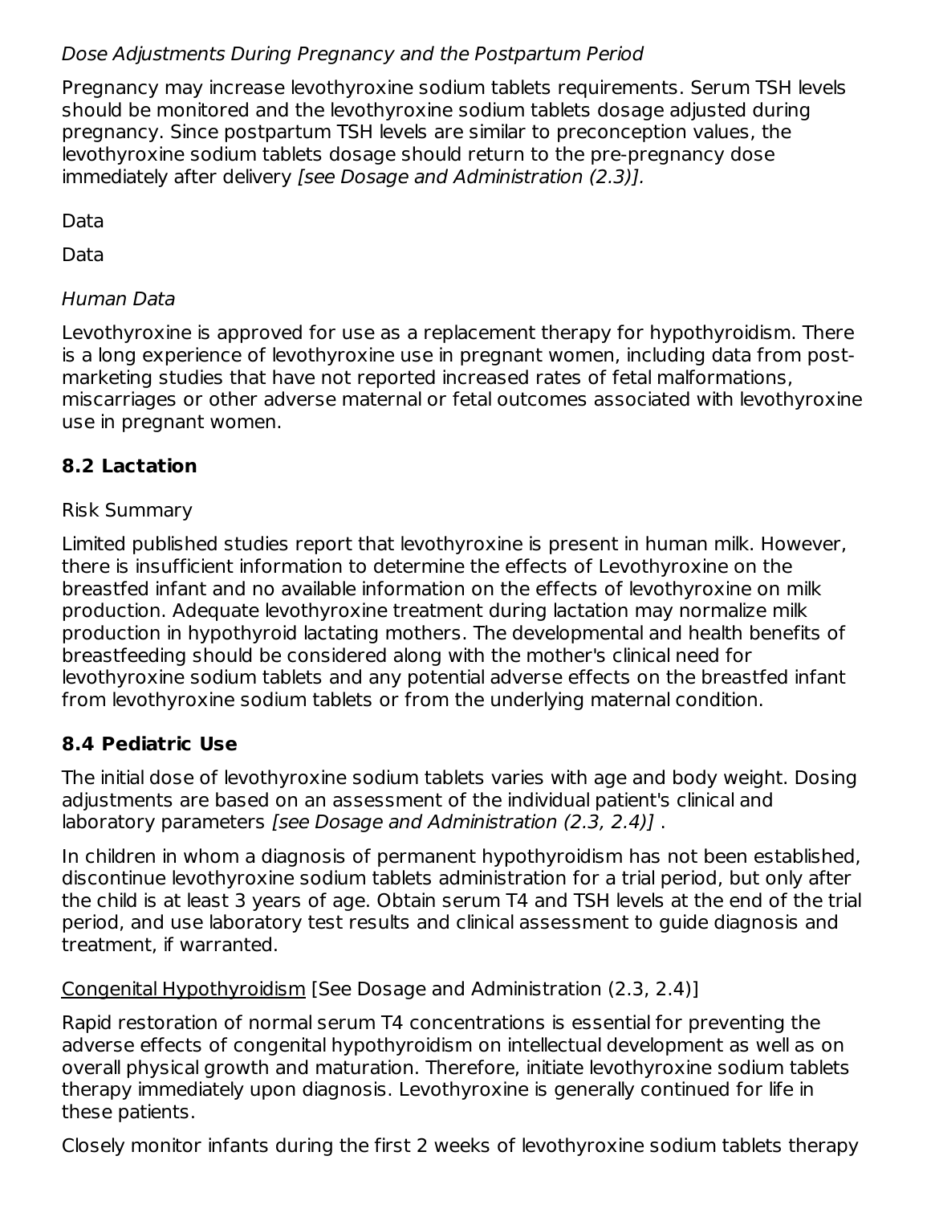*Dose Adjustments During Pregnancy and the Postpartum Period*

Pregnancy may increase levothyroxine sodium tablets requirements. Serum TSH levels should be monitored and the levothyroxine sodium tablets dosage adjusted during pregnancy. Since postpartum TSH levels are similar to preconception values, the levothyroxine sodium tablets dosage should return to the pre-pregnancy dose immediately after delivery *[see Dosage and Administration (2.3)].*

Data

Data

*Human Data*

Levothyroxine is approved for use as a replacement therapy for hypothyroidism. There is a long experience of levothyroxine use in pregnant women, including data from post-marketing studies that have not reported increased rates of fetal malformations, miscarriages or other adverse maternal or fetal outcomes associated with levothyroxine use in pregnant women.

## 8.2 Lactation

Risk Summary

Limited published studies report that levothyroxine is present in human milk. However, there is insufficient information to determine the effects of Levothyroxine on the breastfed infant and no available information on the effects of levothyroxine on milk production. Adequate levothyroxine treatment during lactation may normalize milk production in hypothyroid lactating mothers. The developmental and health benefits of breastfeeding should be considered along with the mother's clinical need for levothyroxine sodium tablets and any potential adverse effects on the breastfed infant from levothyroxine sodium tablets or from the underlying maternal condition.

## 8.4 Pediatric Use

The initial dose of levothyroxine sodium tablets varies with age and body weight. Dosing adjustments are based on an assessment of the individual patient's clinical and laboratory parameters *[see Dosage and Administration (2.3, 2.4)]* .

In children in whom a diagnosis of permanent hypothyroidism has not been established, discontinue levothyroxine sodium tablets administration for a trial period, but only after the child is at least 3 years of age. Obtain serum T4 and TSH levels at the end of the trial period, and use laboratory test results and clinical assessment to guide diagnosis and treatment, if warranted.

Congenital Hypothyroidism [See Dosage and Administration (2.3, 2.4)]

Rapid restoration of normal serum T4 concentrations is essential for preventing the adverse effects of congenital hypothyroidism on intellectual development as well as on overall physical growth and maturation. Therefore, initiate levothyroxine sodium tablets therapy immediately upon diagnosis. Levothyroxine is generally continued for life in these patients.

Closely monitor infants during the first 2 weeks of levothyroxine sodium tablets therapy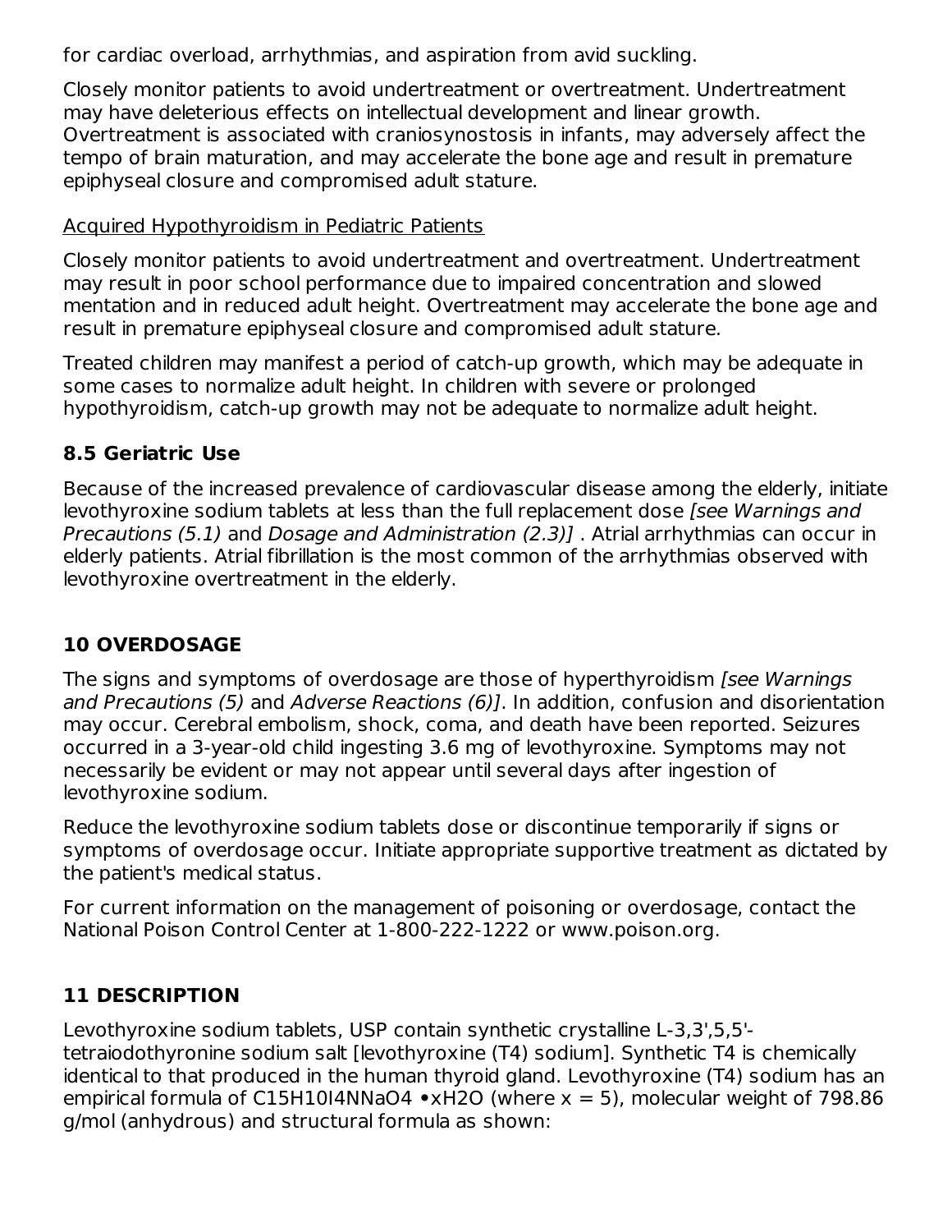for cardiac overload, arrhythmias, and aspiration from avid suckling.

Closely monitor patients to avoid undertreatment or overtreatment. Undertreatment may have deleterious effects on intellectual development and linear growth. Overtreatment is associated with craniosynostosis in infants, may adversely affect the tempo of brain maturation, and may accelerate the bone age and result in premature epiphyseal closure and compromised adult stature.

Acquired Hypothyroidism in Pediatric Patients

Closely monitor patients to avoid undertreatment and overtreatment. Undertreatment may result in poor school performance due to impaired concentration and slowed mentation and in reduced adult height. Overtreatment may accelerate the bone age and result in premature epiphyseal closure and compromised adult stature.

Treated children may manifest a period of catch-up growth, which may be adequate in some cases to normalize adult height. In children with severe or prolonged hypothyroidism, catch-up growth may not be adequate to normalize adult height.

### 8.5 Geriatric Use

Because of the increased prevalence of cardiovascular disease among the elderly, initiate levothyroxine sodium tablets at less than the full replacement dose *[see Warnings and Precautions (5.1)* and *Dosage and Administration (2.3)]* . Atrial arrhythmias can occur in elderly patients. Atrial fibrillation is the most common of the arrhythmias observed with levothyroxine overtreatment in the elderly.

## 10 OVERDOSAGE

The signs and symptoms of overdosage are those of hyperthyroidism *[see Warnings and Precautions (5)* and *Adverse Reactions (6)]*. In addition, confusion and disorientation may occur. Cerebral embolism, shock, coma, and death have been reported. Seizures occurred in a 3-year-old child ingesting 3.6 mg of levothyroxine. Symptoms may not necessarily be evident or may not appear until several days after ingestion of levothyroxine sodium.

Reduce the levothyroxine sodium tablets dose or discontinue temporarily if signs or symptoms of overdosage occur. Initiate appropriate supportive treatment as dictated by the patient's medical status.

For current information on the management of poisoning or overdosage, contact the National Poison Control Center at 1-800-222-1222 or www.poison.org.

## 11 DESCRIPTION

Levothyroxine sodium tablets, USP contain synthetic crystalline L-3,3',5,5'-tetraiodothyronine sodium salt [levothyroxine (T4) sodium]. Synthetic T4 is chemically identical to that produced in the human thyroid gland. Levothyroxine (T4) sodium has an empirical formula of $C_{15}H_{10}I_4NNaO_4 \bullet xH_2O$ (where x = 5), molecular weight of 798.86 g/mol (anhydrous) and structural formula as shown: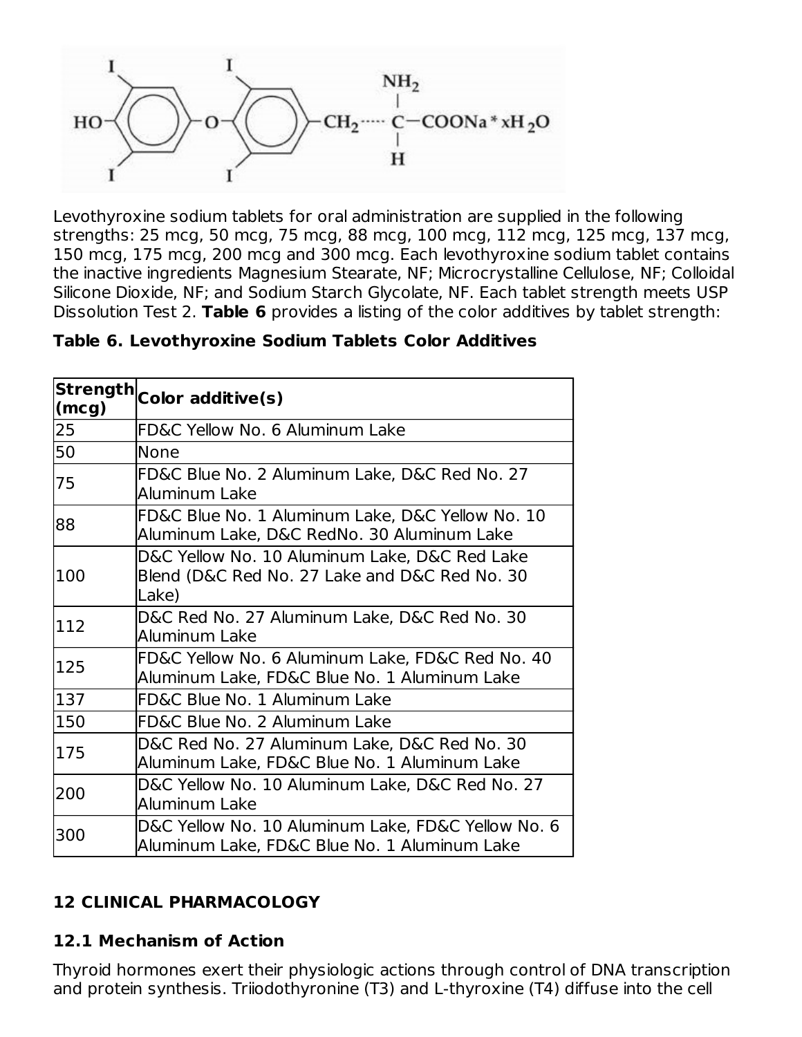Levothyroxine sodium tablets for oral administration are supplied in the following strengths: 25 mcg, 50 mcg, 75 mcg, 88 mcg, 100 mcg, 112 mcg, 125 mcg, 137 mcg, 150 mcg, 175 mcg, 200 mcg and 300 mcg. Each levothyroxine sodium tablet contains the inactive ingredients Magnesium Stearate, NF; Microcrystalline Cellulose, NF; Colloidal Silicone Dioxide, NF; and Sodium Starch Glycolate, NF. Each tablet strength meets USP Dissolution Test 2. **Table 6** provides a listing of the color additives by tablet strength:

**Table 6. Levothyroxine Sodium Tablets Color Additives**

| Strength (mcg) | Color additive(s) |
|---|---|
| 25 | FD&C Yellow No. 6 Aluminum Lake |
| 50 | None |
| 75 | FD&C Blue No. 2 Aluminum Lake, D&C Red No. 27 Aluminum Lake |
| 88 | FD&C Blue No. 1 Aluminum Lake, D&C Yellow No. 10 Aluminum Lake, D&C RedNo. 30 Aluminum Lake |
| 100 | D&C Yellow No. 10 Aluminum Lake, D&C Red Lake Blend (D&C Red No. 27 Lake and D&C Red No. 30 Lake) |
| 112 | D&C Red No. 27 Aluminum Lake, D&C Red No. 30 Aluminum Lake |
| 125 | FD&C Yellow No. 6 Aluminum Lake, FD&C Red No. 40 Aluminum Lake, FD&C Blue No. 1 Aluminum Lake |
| 137 | FD&C Blue No. 1 Aluminum Lake |
| 150 | FD&C Blue No. 2 Aluminum Lake |
| 175 | D&C Red No. 27 Aluminum Lake, D&C Red No. 30 Aluminum Lake, FD&C Blue No. 1 Aluminum Lake |
| 200 | D&C Yellow No. 10 Aluminum Lake, D&C Red No. 27 Aluminum Lake |
| 300 | D&C Yellow No. 10 Aluminum Lake, FD&C Yellow No. 6 Aluminum Lake, FD&C Blue No. 1 Aluminum Lake |

## 12 CLINICAL PHARMACOLOGY

### 12.1 Mechanism of Action

Thyroid hormones exert their physiologic actions through control of DNA transcription and protein synthesis. Triiodothyronine (T3) and L-thyroxine (T4) diffuse into the cell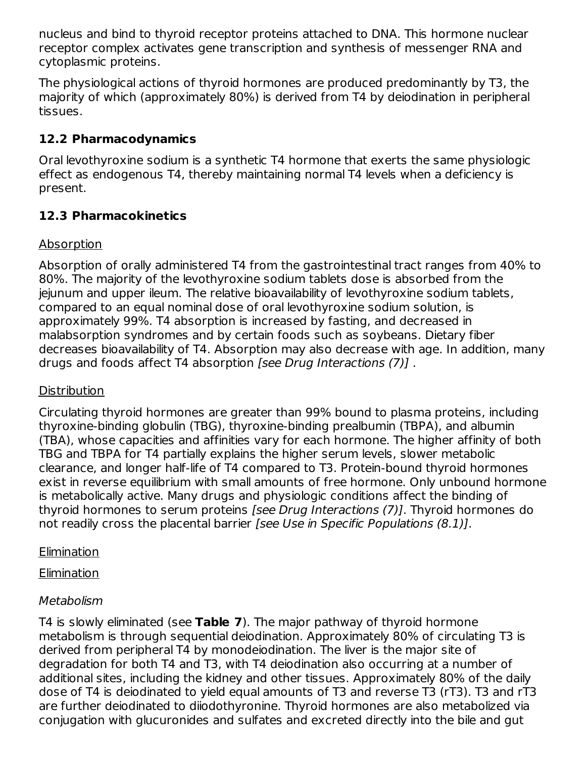nucleus and bind to thyroid receptor proteins attached to DNA. This hormone nuclear receptor complex activates gene transcription and synthesis of messenger RNA and cytoplasmic proteins.

The physiological actions of thyroid hormones are produced predominantly by T3, the majority of which (approximately 80%) is derived from T4 by deiodination in peripheral tissues.

### 12.2 Pharmacodynamics

Oral levothyroxine sodium is a synthetic T4 hormone that exerts the same physiologic effect as endogenous T4, thereby maintaining normal T4 levels when a deficiency is present.

### 12.3 Pharmacokinetics

Absorption

Absorption of orally administered T4 from the gastrointestinal tract ranges from 40% to 80%. The majority of the levothyroxine sodium tablets dose is absorbed from the jejunum and upper ileum. The relative bioavailability of levothyroxine sodium tablets, compared to an equal nominal dose of oral levothyroxine sodium solution, is approximately 99%. T4 absorption is increased by fasting, and decreased in malabsorption syndromes and by certain foods such as soybeans. Dietary fiber decreases bioavailability of T4. Absorption may also decrease with age. In addition, many drugs and foods affect T4 absorption *[see Drug Interactions (7)]* .

Distribution

Circulating thyroid hormones are greater than 99% bound to plasma proteins, including thyroxine-binding globulin (TBG), thyroxine-binding prealbumin (TBPA), and albumin (TBA), whose capacities and affinities vary for each hormone. The higher affinity of both TBG and TBPA for T4 partially explains the higher serum levels, slower metabolic clearance, and longer half-life of T4 compared to T3. Protein-bound thyroid hormones exist in reverse equilibrium with small amounts of free hormone. Only unbound hormone is metabolically active. Many drugs and physiologic conditions affect the binding of thyroid hormones to serum proteins *[see Drug Interactions (7)]*. Thyroid hormones do not readily cross the placental barrier *[see Use in Specific Populations (8.1)]*.

Elimination

Elimination

*Metabolism*

T4 is slowly eliminated (see **Table 7**). The major pathway of thyroid hormone metabolism is through sequential deiodination. Approximately 80% of circulating T3 is derived from peripheral T4 by monodeiodination. The liver is the major site of degradation for both T4 and T3, with T4 deiodination also occurring at a number of additional sites, including the kidney and other tissues. Approximately 80% of the daily dose of T4 is deiodinated to yield equal amounts of T3 and reverse T3 (rT3). T3 and rT3 are further deiodinated to diiodothyronine. Thyroid hormones are also metabolized via conjugation with glucuronides and sulfates and excreted directly into the bile and gut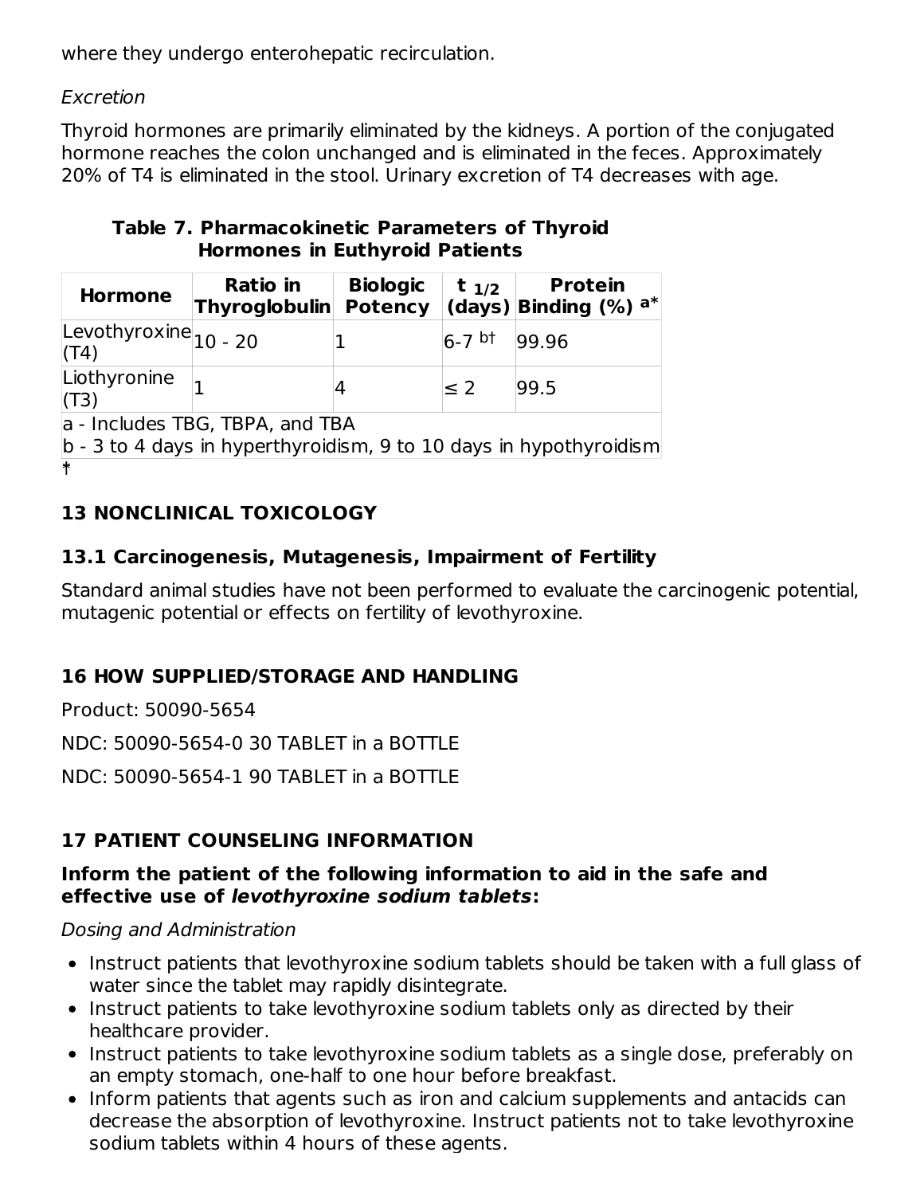where they undergo enterohepatic recirculation.

*Excretion*

Thyroid hormones are primarily eliminated by the kidneys. A portion of the conjugated hormone reaches the colon unchanged and is eliminated in the feces. Approximately 20% of T4 is eliminated in the stool. Urinary excretion of T4 decreases with age.

**Table 7. Pharmacokinetic Parameters of Thyroid Hormones in Euthyroid Patients**

| Hormone | Ratio in Thyroglobulin | Biologic Potency | $t_{1/2}$ (days) | Protein Binding (%) [a*] |
|---|---|---|---|---|
| Levothyroxine (T4) | 10 - 20 | 1 | 6-7 [b†] | 99.96 |
| Liothyronine (T3) | 1 | 4 | ≤ 2 | 99.5 |
| a - Includes TBG, TBPA, and TBA | | | | |
| b - 3 to 4 days in hyperthyroidism, 9 to 10 days in hypothyroidism | | | | |

*†

## 13 NONCLINICAL TOXICOLOGY

### 13.1 Carcinogenesis, Mutagenesis, Impairment of Fertility

Standard animal studies have not been performed to evaluate the carcinogenic potential, mutagenic potential or effects on fertility of levothyroxine.

## 16 HOW SUPPLIED/STORAGE AND HANDLING

Product: 50090-5654

NDC: 50090-5654-0 30 TABLET in a BOTTLE

NDC: 50090-5654-1 90 TABLET in a BOTTLE

## 17 PATIENT COUNSELING INFORMATION

**Inform the patient of the following information to aid in the safe and effective use of *levothyroxine sodium tablets*:**

*Dosing and Administration*

- Instruct patients that levothyroxine sodium tablets should be taken with a full glass of water since the tablet may rapidly disintegrate.
- Instruct patients to take levothyroxine sodium tablets only as directed by their healthcare provider.
- Instruct patients to take levothyroxine sodium tablets as a single dose, preferably on an empty stomach, one-half to one hour before breakfast.
- Inform patients that agents such as iron and calcium supplements and antacids can decrease the absorption of levothyroxine. Instruct patients not to take levothyroxine sodium tablets within 4 hours of these agents.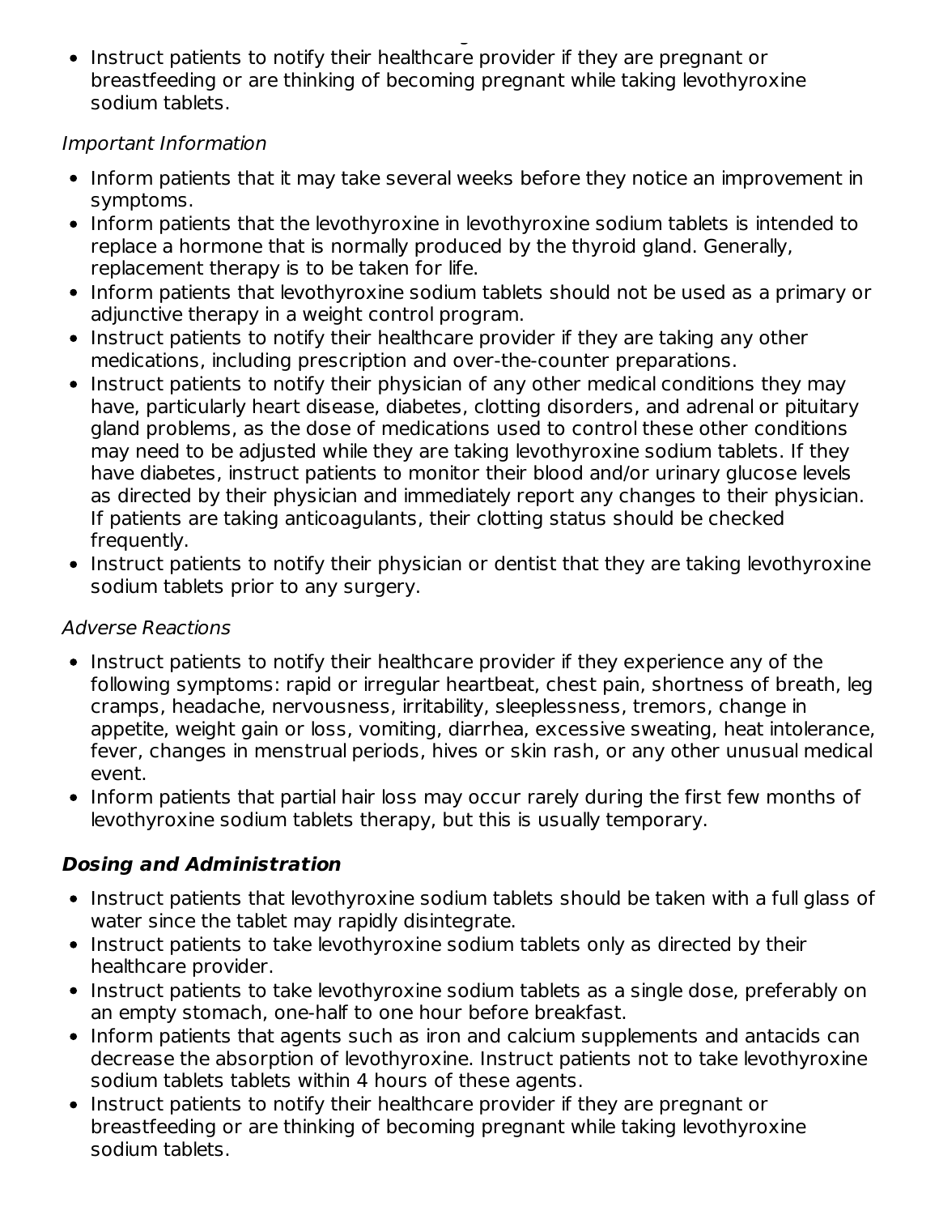- Instruct patients to notify their healthcare provider if they are pregnant or breastfeeding or are thinking of becoming pregnant while taking levothyroxine sodium tablets.

*Important Information*

- Inform patients that it may take several weeks before they notice an improvement in symptoms.
- Inform patients that the levothyroxine in levothyroxine sodium tablets is intended to replace a hormone that is normally produced by the thyroid gland. Generally, replacement therapy is to be taken for life.
- Inform patients that levothyroxine sodium tablets should not be used as a primary or adjunctive therapy in a weight control program.
- Instruct patients to notify their healthcare provider if they are taking any other medications, including prescription and over-the-counter preparations.
- Instruct patients to notify their physician of any other medical conditions they may have, particularly heart disease, diabetes, clotting disorders, and adrenal or pituitary gland problems, as the dose of medications used to control these other conditions may need to be adjusted while they are taking levothyroxine sodium tablets. If they have diabetes, instruct patients to monitor their blood and/or urinary glucose levels as directed by their physician and immediately report any changes to their physician. If patients are taking anticoagulants, their clotting status should be checked frequently.
- Instruct patients to notify their physician or dentist that they are taking levothyroxine sodium tablets prior to any surgery.

*Adverse Reactions*

- Instruct patients to notify their healthcare provider if they experience any of the following symptoms: rapid or irregular heartbeat, chest pain, shortness of breath, leg cramps, headache, nervousness, irritability, sleeplessness, tremors, change in appetite, weight gain or loss, vomiting, diarrhea, excessive sweating, heat intolerance, fever, changes in menstrual periods, hives or skin rash, or any other unusual medical event.
- Inform patients that partial hair loss may occur rarely during the first few months of levothyroxine sodium tablets therapy, but this is usually temporary.

***Dosing and Administration***

- Instruct patients that levothyroxine sodium tablets should be taken with a full glass of water since the tablet may rapidly disintegrate.
- Instruct patients to take levothyroxine sodium tablets only as directed by their healthcare provider.
- Instruct patients to take levothyroxine sodium tablets as a single dose, preferably on an empty stomach, one-half to one hour before breakfast.
- Inform patients that agents such as iron and calcium supplements and antacids can decrease the absorption of levothyroxine. Instruct patients not to take levothyroxine sodium tablets tablets within 4 hours of these agents.
- Instruct patients to notify their healthcare provider if they are pregnant or breastfeeding or are thinking of becoming pregnant while taking levothyroxine sodium tablets.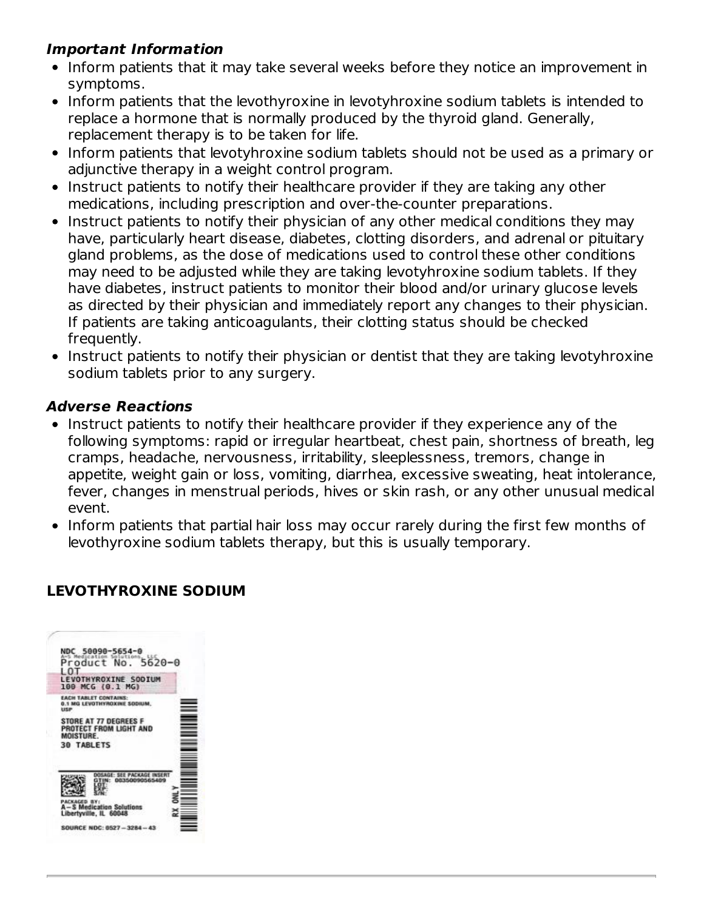### *Important Information*

- Inform patients that it may take several weeks before they notice an improvement in symptoms.
- Inform patients that the levothyroxine in levotyhroxine sodium tablets is intended to replace a hormone that is normally produced by the thyroid gland. Generally, replacement therapy is to be taken for life.
- Inform patients that levotyhroxine sodium tablets should not be used as a primary or adjunctive therapy in a weight control program.
- Instruct patients to notify their healthcare provider if they are taking any other medications, including prescription and over-the-counter preparations.
- Instruct patients to notify their physician of any other medical conditions they may have, particularly heart disease, diabetes, clotting disorders, and adrenal or pituitary gland problems, as the dose of medications used to control these other conditions may need to be adjusted while they are taking levotyhroxine sodium tablets. If they have diabetes, instruct patients to monitor their blood and/or urinary glucose levels as directed by their physician and immediately report any changes to their physician. If patients are taking anticoagulants, their clotting status should be checked frequently.
- Instruct patients to notify their physician or dentist that they are taking levotyhroxine sodium tablets prior to any surgery.

### *Adverse Reactions*

- Instruct patients to notify their healthcare provider if they experience any of the following symptoms: rapid or irregular heartbeat, chest pain, shortness of breath, leg cramps, headache, nervousness, irritability, sleeplessness, tremors, change in appetite, weight gain or loss, vomiting, diarrhea, excessive sweating, heat intolerance, fever, changes in menstrual periods, hives or skin rash, or any other unusual medical event.
- Inform patients that partial hair loss may occur rarely during the first few months of levothyroxine sodium tablets therapy, but this is usually temporary.

## LEVOTHYROXINE SODIUM

NDC 50090-5654-0
A-S Medication Solutions, LLC
Product No. 5620-0
LOT
LEVOTHYROXINE SODIUM
100 MCG (0.1 MG)

EACH TABLET CONTAINS:
0.1 MG LEVOTHYROXINE SODIUM, USP

STORE AT 77 DEGREES F
PROTECT FROM LIGHT AND MOISTURE.
30 TABLETS

DOSAGE: SEE PACKAGE INSERT
GTIN: 00350090565409
LOT:
EXP:
S/N:

PACKAGED BY:
A-S Medication Solutions
Libertyville, IL 60048

SOURCE NDC: 0527-3284-43

RX ONLY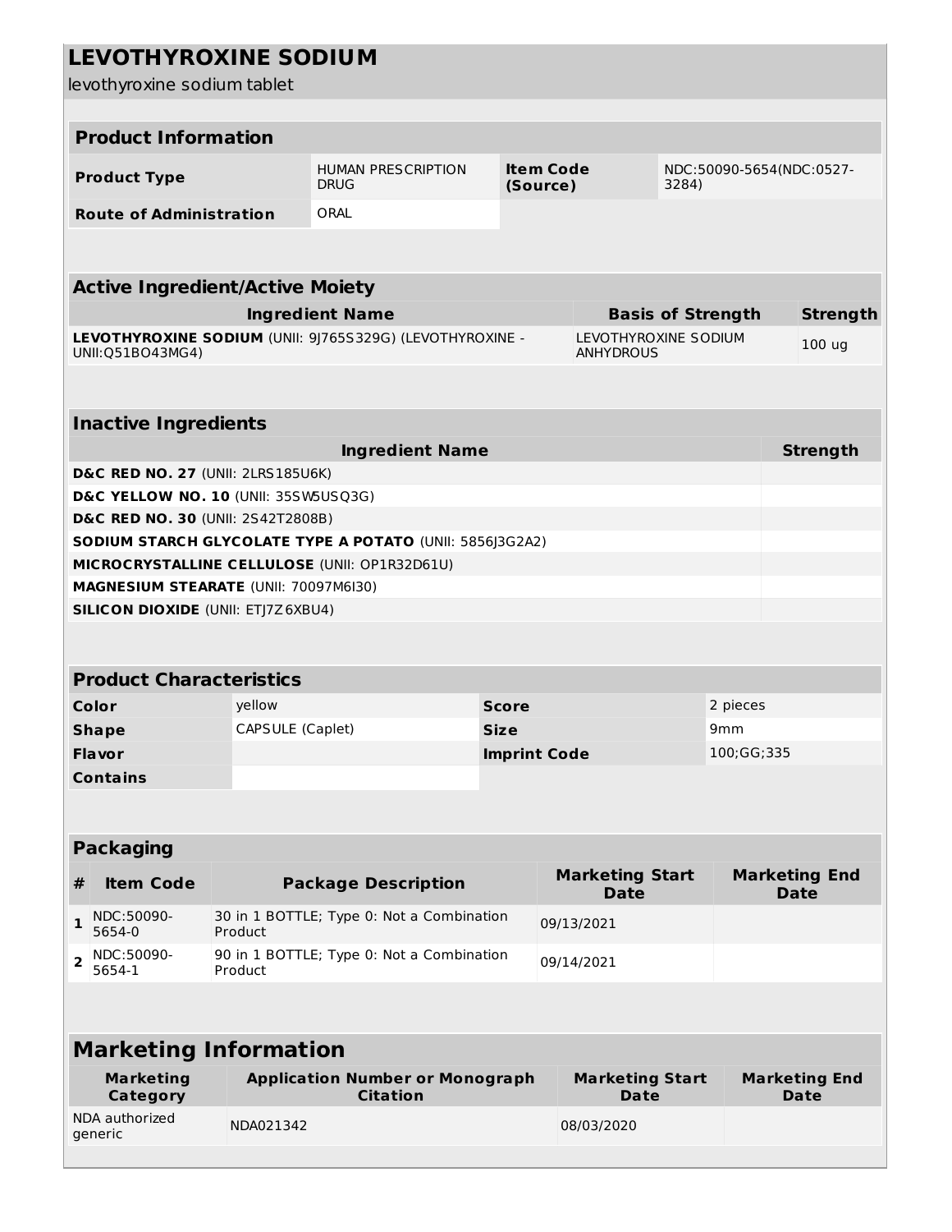# LEVOTHYROXINE SODIUM

levothyroxine sodium tablet

## Product Information

| Product Type | HUMAN PRESCRIPTION DRUG | Item Code (Source) | NDC:50090-5654(NDC:0527-3284) |
|---|---|---|---|
| Route of Administration | ORAL | | |

## Active Ingredient/Active Moiety

| Ingredient Name | Basis of Strength | Strength |
|---|---|---|
| **LEVOTHYROXINE SODIUM** (UNII: 9J765S329G) (LEVOTHYROXINE - UNII:Q51BO43MG4) | LEVOTHYROXINE SODIUM ANHYDROUS | 100 ug |

## Inactive Ingredients

| Ingredient Name | Strength |
|---|---|
| **D&C RED NO. 27** (UNII: 2LRS185U6K) | |
| **D&C YELLOW NO. 10** (UNII: 35SW5USQ3G) | |
| **D&C RED NO. 30** (UNII: 2S42T2808B) | |
| **SODIUM STARCH GLYCOLATE TYPE A POTATO** (UNII: 5856J3G2A2) | |
| **MICROCRYSTALLINE CELLULOSE** (UNII: OP1R32D61U) | |
| **MAGNESIUM STEARATE** (UNII: 70097M6I30) | |
| **SILICON DIOXIDE** (UNII: ETJ7Z6XBU4) | |

## Product Characteristics

| Color | yellow | Score | 2 pieces |
|---|---|---|---|
| Shape | CAPSULE (Caplet) | Size | 9mm |
| Flavor | | Imprint Code | 100;GG;335 |
| Contains | | | |

## Packaging

| # | Item Code | Package Description | Marketing Start Date | Marketing End Date |
|---|---|---|---|---|
| 1 | NDC:50090-5654-0 | 30 in 1 BOTTLE; Type 0: Not a Combination Product | 09/13/2021 | |
| 2 | NDC:50090-5654-1 | 90 in 1 BOTTLE; Type 0: Not a Combination Product | 09/14/2021 | |

## Marketing Information

| Marketing Category | Application Number or Monograph Citation | Marketing Start Date | Marketing End Date |
|---|---|---|---|
| NDA authorized generic | NDA021342 | 08/03/2020 | |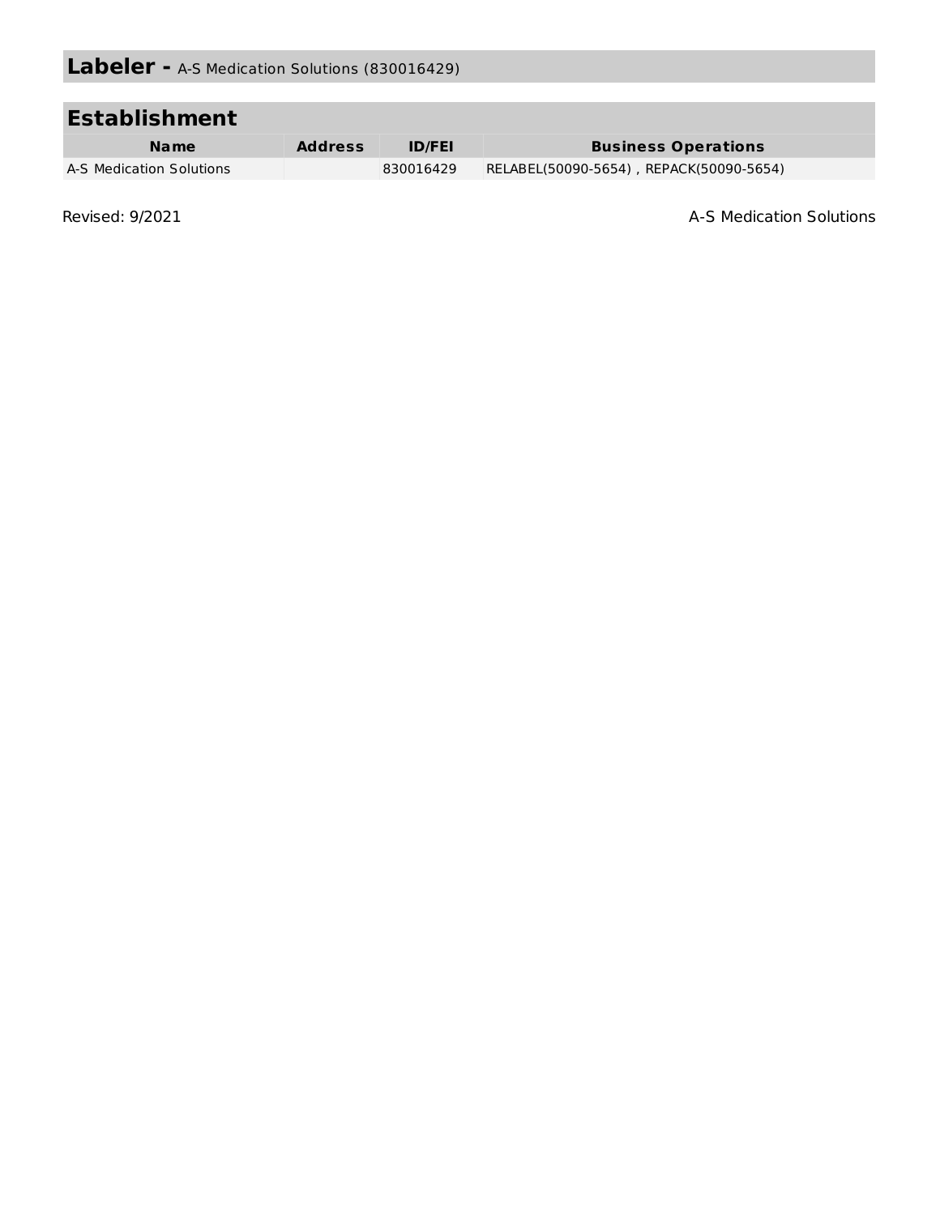## Labeler - A-S Medication Solutions (830016429)

## Establishment

| Name | Address | ID/FEI | Business Operations |
|---|---|---|---|
| A-S Medication Solutions | | 830016429 | RELABEL(50090-5654) , REPACK(50090-5654) |

Revised: 9/2021

A-S Medication Solutions